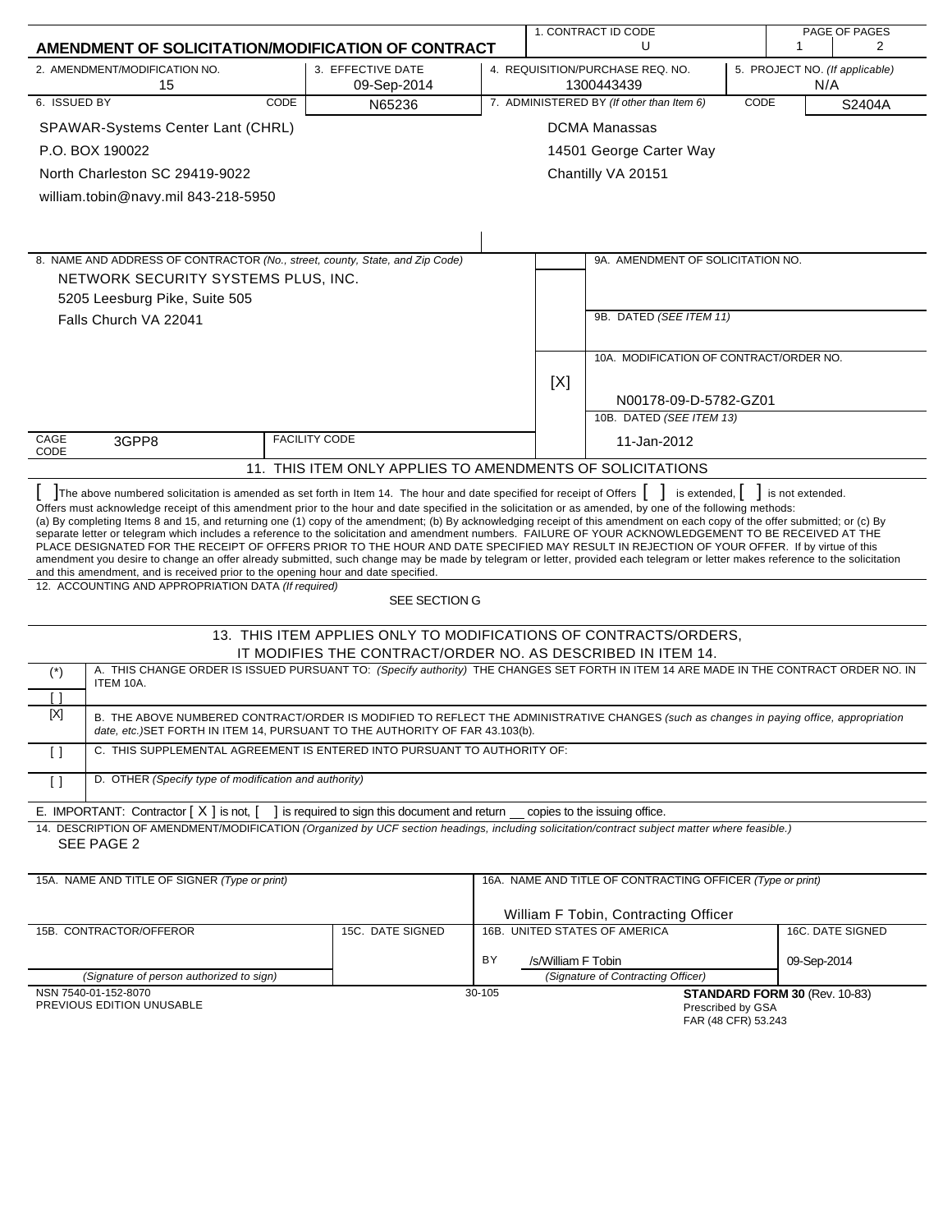# AMENDMENT OF SOLICITATION/MODIFICATION OF CONTRACT

| 1. CONTRACT ID CODE | PAGE OF PAGES |
|---|---|
| U | 1 2 |

| 2. AMENDMENT/MODIFICATION NO. | 3. EFFECTIVE DATE | 4. REQUISITION/PURCHASE REQ. NO. | 5. PROJECT NO. (If applicable) |
|---|---|---|---|
| 15 | 09-Sep-2014 | 1300443439 | N/A |

**6. ISSUED BY** CODE N65236

SPAWAR-Systems Center Lant (CHRL)
P.O. BOX 190022
North Charleston SC 29419-9022
william.tobin@navy.mil 843-218-5950

**7. ADMINISTERED BY** *(If other than Item 6)* CODE S2404A

DCMA Manassas
14501 George Carter Way
Chantilly VA 20151

**8. NAME AND ADDRESS OF CONTRACTOR** *(No., street, county, State, and Zip Code)*

NETWORK SECURITY SYSTEMS PLUS, INC.
5205 Leesburg Pike, Suite 505
Falls Church VA 22041

CAGE CODE 3GPP8 FACILITY CODE

9A. AMENDMENT OF SOLICITATION NO.

9B. DATED *(SEE ITEM 11)*

[X] 10A. MODIFICATION OF CONTRACT/ORDER NO.
N00178-09-D-5782-GZ01

10B. DATED *(SEE ITEM 13)*
11-Jan-2012

## 11. THIS ITEM ONLY APPLIES TO AMENDMENTS OF SOLICITATIONS

[ ] The above numbered solicitation is amended as set forth in Item 14. The hour and date specified for receipt of Offers [ ] is extended, [ ] is not extended.
Offers must acknowledge receipt of this amendment prior to the hour and date specified in the solicitation or as amended, by one of the following methods:
(a) By completing Items 8 and 15, and returning one (1) copy of the amendment; (b) By acknowledging receipt of this amendment on each copy of the offer submitted; or (c) By separate letter or telegram which includes a reference to the solicitation and amendment numbers. FAILURE OF YOUR ACKNOWLEDGEMENT TO BE RECEIVED AT THE PLACE DESIGNATED FOR THE RECEIPT OF OFFERS PRIOR TO THE HOUR AND DATE SPECIFIED MAY RESULT IN REJECTION OF YOUR OFFER. If by virtue of this amendment you desire to change an offer already submitted, such change may be made by telegram or letter, provided each telegram or letter makes reference to the solicitation and this amendment, and is received prior to the opening hour and date specified.

**12. ACCOUNTING AND APPROPRIATION DATA** *(If required)*
SEE SECTION G

## 13. THIS ITEM APPLIES ONLY TO MODIFICATIONS OF CONTRACTS/ORDERS, IT MODIFIES THE CONTRACT/ORDER NO. AS DESCRIBED IN ITEM 14.

| | |
|---|---|
| (*) [ ] | A. THIS CHANGE ORDER IS ISSUED PURSUANT TO: *(Specify authority)* THE CHANGES SET FORTH IN ITEM 14 ARE MADE IN THE CONTRACT ORDER NO. IN ITEM 10A. |
| [X] | B. THE ABOVE NUMBERED CONTRACT/ORDER IS MODIFIED TO REFLECT THE ADMINISTRATIVE CHANGES *(such as changes in paying office, appropriation date, etc.)* SET FORTH IN ITEM 14, PURSUANT TO THE AUTHORITY OF FAR 43.103(b). |
| [ ] | C. THIS SUPPLEMENTAL AGREEMENT IS ENTERED INTO PURSUANT TO AUTHORITY OF: |
| [ ] | D. OTHER *(Specify type of modification and authority)* |

E. IMPORTANT: Contractor [ X ] is not, [ ] is required to sign this document and return __ copies to the issuing office.

**14. DESCRIPTION OF AMENDMENT/MODIFICATION** *(Organized by UCF section headings, including solicitation/contract subject matter where feasible.)*
SEE PAGE 2

| 15A. NAME AND TITLE OF SIGNER (Type or print) | | 16A. NAME AND TITLE OF CONTRACTING OFFICER (Type or print) | |
|---|---|---|---|
| | | William F Tobin, Contracting Officer | |
| 15B. CONTRACTOR/OFFEROR | 15C. DATE SIGNED | 16B. UNITED STATES OF AMERICA | 16C. DATE SIGNED |
| | | BY /s/William F Tobin | 09-Sep-2014 |
| (Signature of person authorized to sign) | | (Signature of Contracting Officer) | |

NSN 7540-01-152-8070
PREVIOUS EDITION UNUSABLE

30-105

**STANDARD FORM 30** (Rev. 10-83)
Prescribed by GSA
FAR (48 CFR) 53.243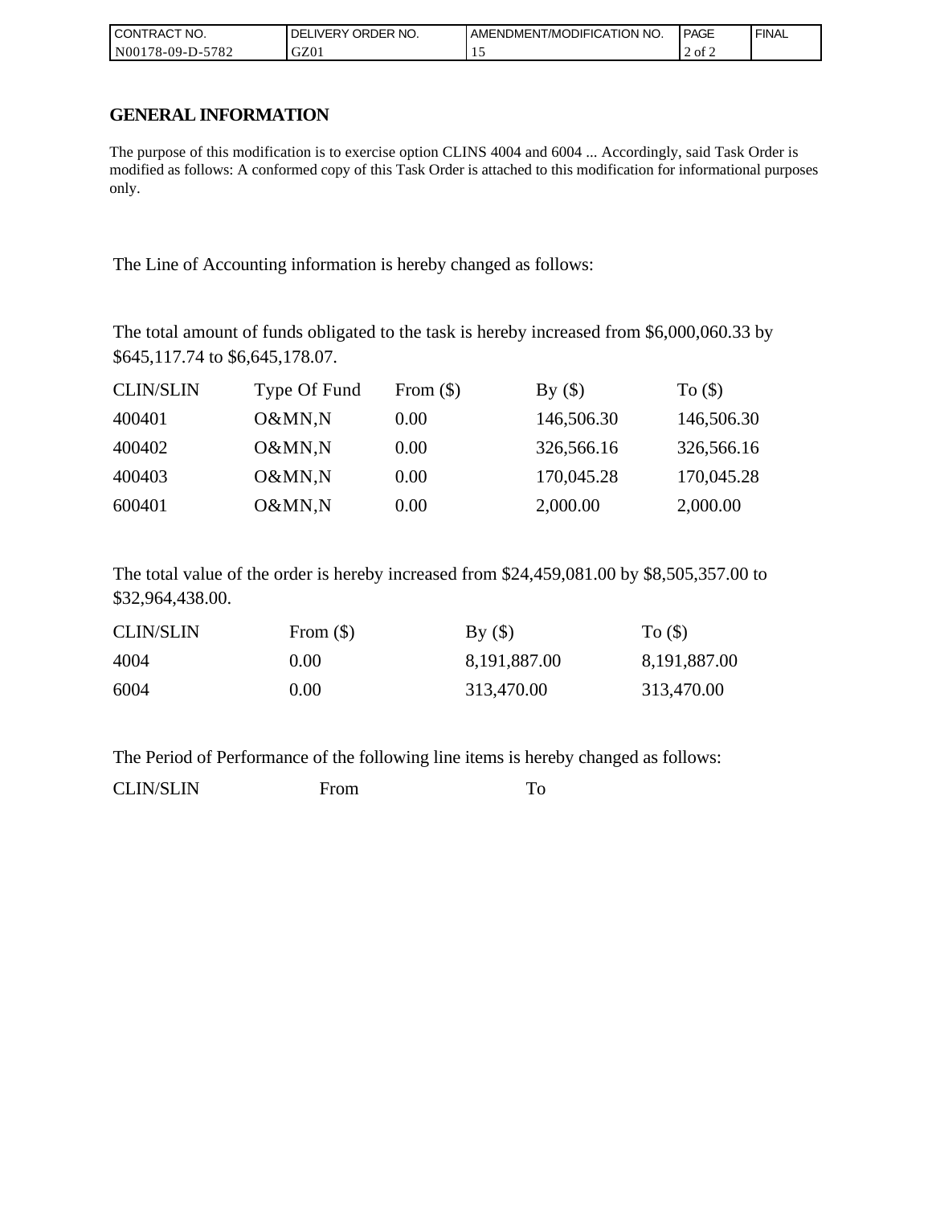| CONTRACT NO. | DELIVERY ORDER NO. | AMENDMENT/MODIFICATION NO. | PAGE | FINAL |
|---|---|---|---|---|
| N00178-09-D-5782 | GZ01 | 15 | 2 of 2 | |

## GENERAL INFORMATION

The purpose of this modification is to exercise option CLINS 4004 and 6004 ... Accordingly, said Task Order is modified as follows: A conformed copy of this Task Order is attached to this modification for informational purposes only.

The Line of Accounting information is hereby changed as follows:

The total amount of funds obligated to the task is hereby increased from $6,000,060.33 by $645,117.74 to $6,645,178.07.

| CLIN/SLIN | Type Of Fund | From ($) | By ($) | To ($) |
|---|---|---|---|---|
| 400401 | O&MN,N | 0.00 | 146,506.30 | 146,506.30 |
| 400402 | O&MN,N | 0.00 | 326,566.16 | 326,566.16 |
| 400403 | O&MN,N | 0.00 | 170,045.28 | 170,045.28 |
| 600401 | O&MN,N | 0.00 | 2,000.00 | 2,000.00 |

The total value of the order is hereby increased from $24,459,081.00 by $8,505,357.00 to $32,964,438.00.

| CLIN/SLIN | From ($) | By ($) | To ($) |
|---|---|---|---|
| 4004 | 0.00 | 8,191,887.00 | 8,191,887.00 |
| 6004 | 0.00 | 313,470.00 | 313,470.00 |

The Period of Performance of the following line items is hereby changed as follows:

| CLIN/SLIN | From | To |
|---|---|---|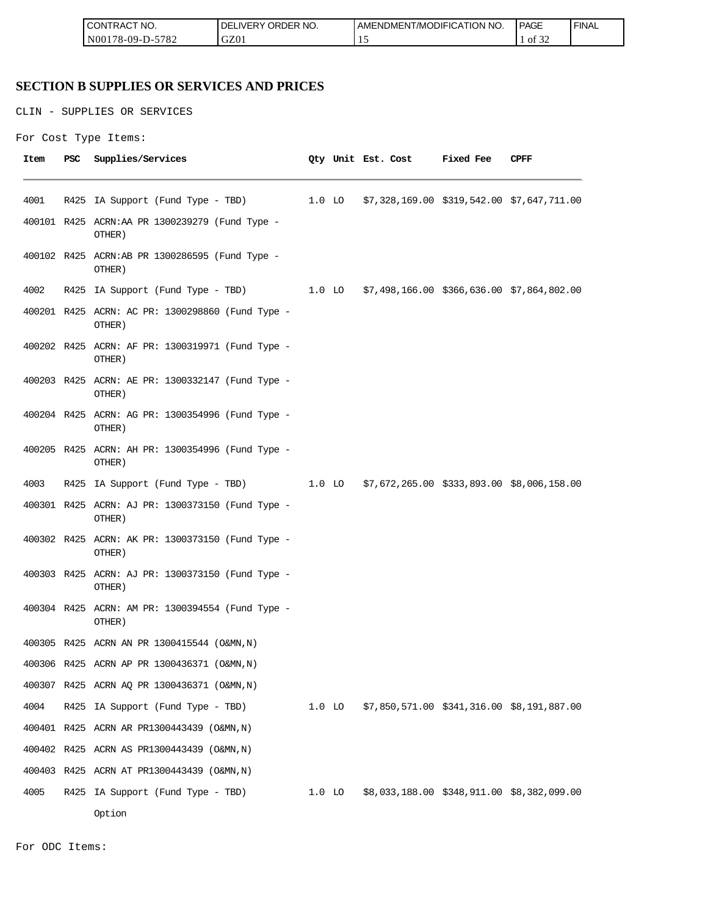## SECTION B SUPPLIES OR SERVICES AND PRICES

CLIN - SUPPLIES OR SERVICES

For Cost Type Items:

| Item | PSC | Supplies/Services | Qty | Unit | Est. Cost | Fixed Fee | CPFF |
|---|---|---|---|---|---|---|---|
| 4001 | R425 | IA Support (Fund Type - TBD) | 1.0 | LO | $7,328,169.00 | $319,542.00 | $7,647,711.00 |
| 400101 | R425 | ACRN:AA PR 1300239279 (Fund Type - OTHER) | | | | | |
| 400102 | R425 | ACRN:AB PR 1300286595 (Fund Type - OTHER) | | | | | |
| 4002 | R425 | IA Support (Fund Type - TBD) | 1.0 | LO | $7,498,166.00 | $366,636.00 | $7,864,802.00 |
| 400201 | R425 | ACRN: AC PR: 1300298860 (Fund Type - OTHER) | | | | | |
| 400202 | R425 | ACRN: AF PR: 1300319971 (Fund Type - OTHER) | | | | | |
| 400203 | R425 | ACRN: AE PR: 1300332147 (Fund Type - OTHER) | | | | | |
| 400204 | R425 | ACRN: AG PR: 1300354996 (Fund Type - OTHER) | | | | | |
| 400205 | R425 | ACRN: AH PR: 1300354996 (Fund Type - OTHER) | | | | | |
| 4003 | R425 | IA Support (Fund Type - TBD) | 1.0 | LO | $7,672,265.00 | $333,893.00 | $8,006,158.00 |
| 400301 | R425 | ACRN: AJ PR: 1300373150 (Fund Type - OTHER) | | | | | |
| 400302 | R425 | ACRN: AK PR: 1300373150 (Fund Type - OTHER) | | | | | |
| 400303 | R425 | ACRN: AJ PR: 1300373150 (Fund Type - OTHER) | | | | | |
| 400304 | R425 | ACRN: AM PR: 1300394554 (Fund Type - OTHER) | | | | | |
| 400305 | R425 | ACRN AN PR 1300415544 (O&MN,N) | | | | | |
| 400306 | R425 | ACRN AP PR 1300436371 (O&MN,N) | | | | | |
| 400307 | R425 | ACRN AQ PR 1300436371 (O&MN,N) | | | | | |
| 4004 | R425 | IA Support (Fund Type - TBD) | 1.0 | LO | $7,850,571.00 | $341,316.00 | $8,191,887.00 |
| 400401 | R425 | ACRN AR PR1300443439 (O&MN,N) | | | | | |
| 400402 | R425 | ACRN AS PR1300443439 (O&MN,N) | | | | | |
| 400403 | R425 | ACRN AT PR1300443439 (O&MN,N) | | | | | |
| 4005 | R425 | IA Support (Fund Type - TBD) Option | 1.0 | LO | $8,033,188.00 | $348,911.00 | $8,382,099.00 |

For ODC Items: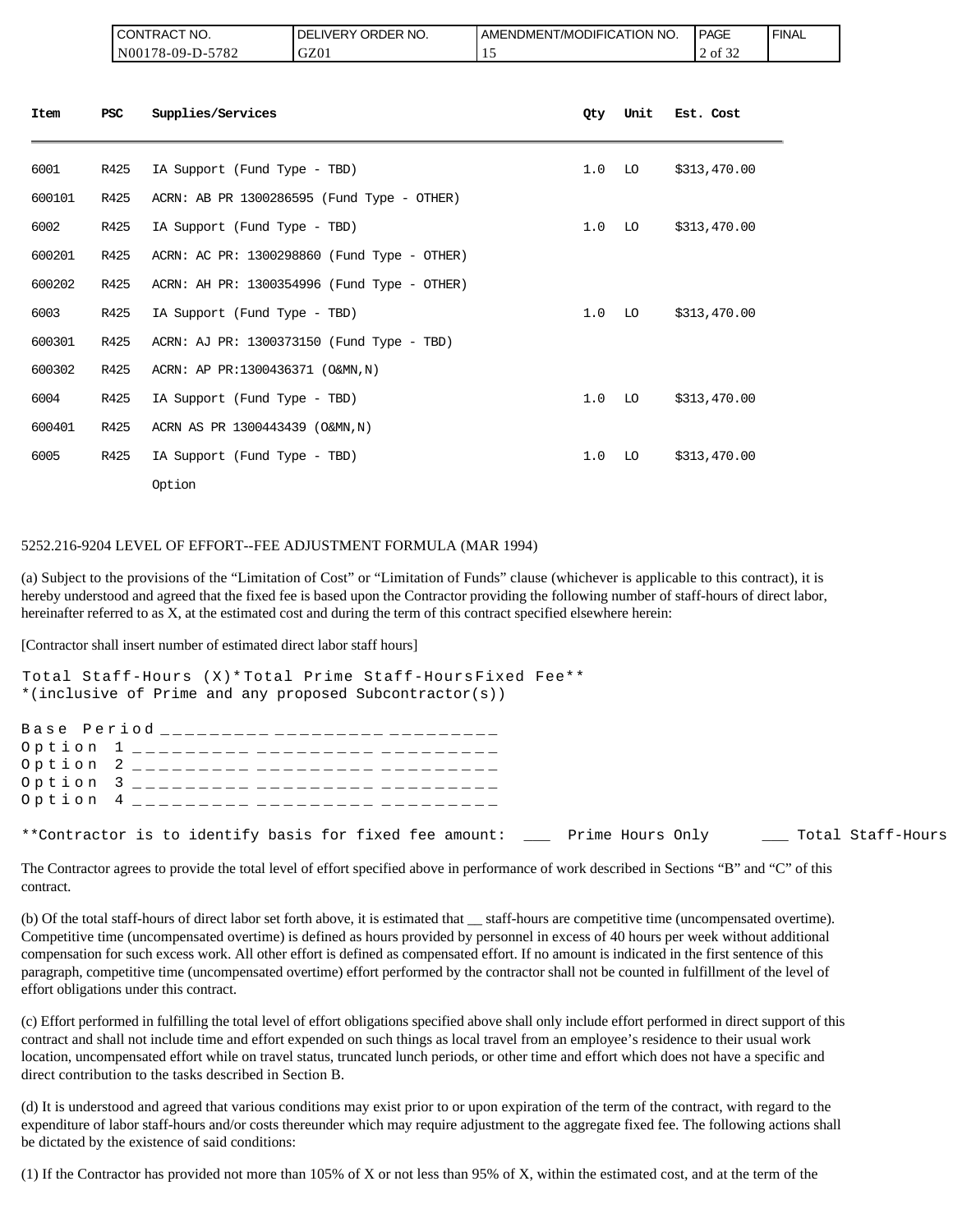| Item | PSC | Supplies/Services | Qty | Unit | Est. Cost |
|---|---|---|---|---|---|
| 6001 | R425 | IA Support (Fund Type - TBD) | 1.0 | LO | $313,470.00 |
| 600101 | R425 | ACRN: AB PR 1300286595 (Fund Type - OTHER) | | | |
| 6002 | R425 | IA Support (Fund Type - TBD) | 1.0 | LO | $313,470.00 |
| 600201 | R425 | ACRN: AC PR: 1300298860 (Fund Type - OTHER) | | | |
| 600202 | R425 | ACRN: AH PR: 1300354996 (Fund Type - OTHER) | | | |
| 6003 | R425 | IA Support (Fund Type - TBD) | 1.0 | LO | $313,470.00 |
| 600301 | R425 | ACRN: AJ PR: 1300373150 (Fund Type - TBD) | | | |
| 600302 | R425 | ACRN: AP PR:1300436371 (O&MN,N) | | | |
| 6004 | R425 | IA Support (Fund Type - TBD) | 1.0 | LO | $313,470.00 |
| 600401 | R425 | ACRN AS PR 1300443439 (O&MN,N) | | | |
| 6005 | R425 | IA Support (Fund Type - TBD) Option | 1.0 | LO | $313,470.00 |

5252.216-9204 LEVEL OF EFFORT--FEE ADJUSTMENT FORMULA (MAR 1994)

(a) Subject to the provisions of the "Limitation of Cost" or "Limitation of Funds" clause (whichever is applicable to this contract), it is hereby understood and agreed that the fixed fee is based upon the Contractor providing the following number of staff-hours of direct labor, hereinafter referred to as X, at the estimated cost and during the term of this contract specified elsewhere herein:

[Contractor shall insert number of estimated direct labor staff hours]

```
Total Staff-Hours (X)*Total Prime Staff-HoursFixed Fee**
*(inclusive of Prime and any proposed Subcontractor(s))

Base Period _________ _________ _________
Option 1 _________ _________ _________
Option 2 _________ _________ _________
Option 3 _________ _________ _________
Option 4 _________ _________ _________

**Contractor is to identify basis for fixed fee amount: ___ Prime Hours Only     ___ Total Staff-Hours
```

The Contractor agrees to provide the total level of effort specified above in performance of work described in Sections "B" and "C" of this contract.

(b) Of the total staff-hours of direct labor set forth above, it is estimated that __ staff-hours are competitive time (uncompensated overtime). Competitive time (uncompensated overtime) is defined as hours provided by personnel in excess of 40 hours per week without additional compensation for such excess work. All other effort is defined as compensated effort. If no amount is indicated in the first sentence of this paragraph, competitive time (uncompensated overtime) effort performed by the contractor shall not be counted in fulfillment of the level of effort obligations under this contract.

(c) Effort performed in fulfilling the total level of effort obligations specified above shall only include effort performed in direct support of this contract and shall not include time and effort expended on such things as local travel from an employee's residence to their usual work location, uncompensated effort while on travel status, truncated lunch periods, or other time and effort which does not have a specific and direct contribution to the tasks described in Section B.

(d) It is understood and agreed that various conditions may exist prior to or upon expiration of the term of the contract, with regard to the expenditure of labor staff-hours and/or costs thereunder which may require adjustment to the aggregate fixed fee. The following actions shall be dictated by the existence of said conditions:

(1) If the Contractor has provided not more than 105% of X or not less than 95% of X, within the estimated cost, and at the term of the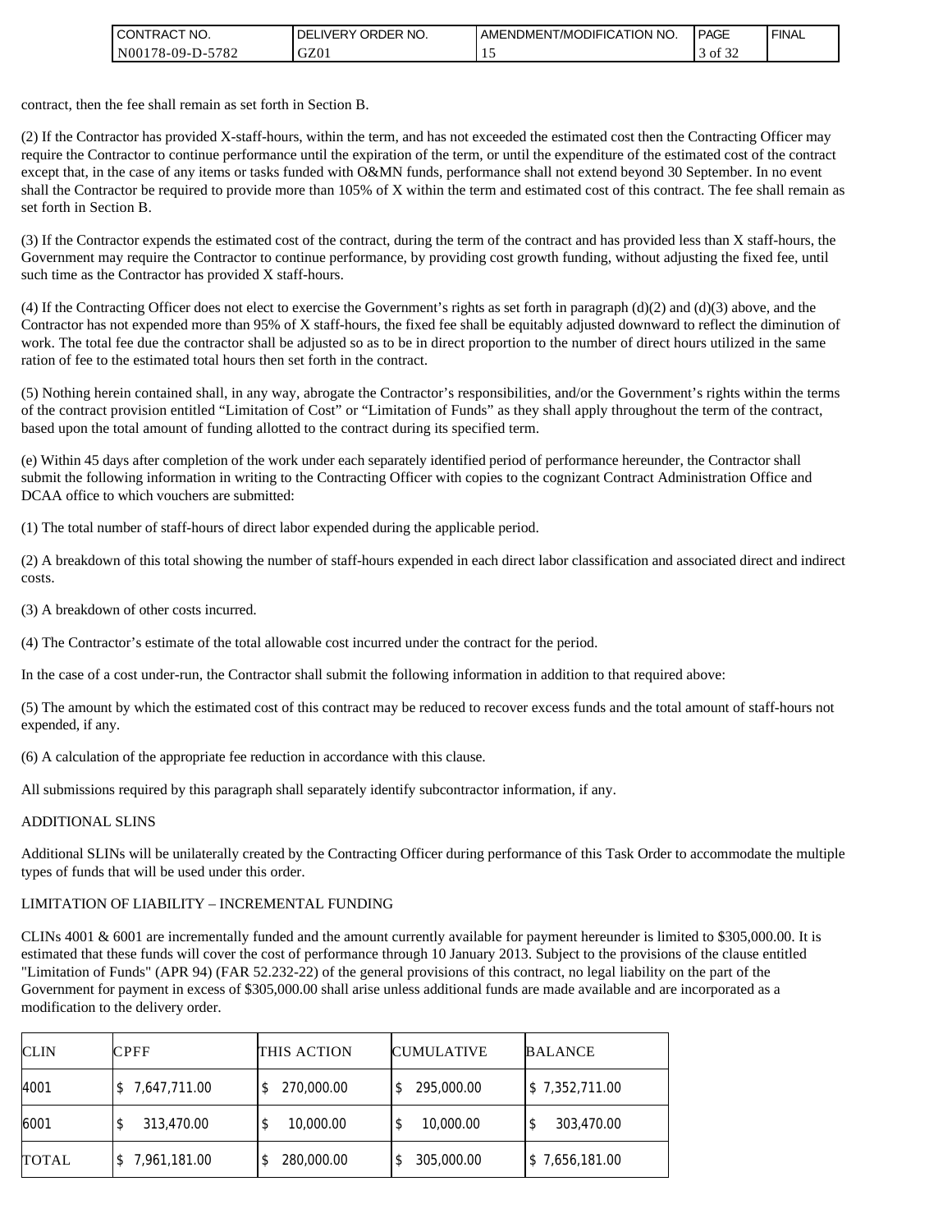contract, then the fee shall remain as set forth in Section B.

(2) If the Contractor has provided X-staff-hours, within the term, and has not exceeded the estimated cost then the Contracting Officer may require the Contractor to continue performance until the expiration of the term, or until the expenditure of the estimated cost of the contract except that, in the case of any items or tasks funded with O&MN funds, performance shall not extend beyond 30 September. In no event shall the Contractor be required to provide more than 105% of X within the term and estimated cost of this contract. The fee shall remain as set forth in Section B.

(3) If the Contractor expends the estimated cost of the contract, during the term of the contract and has provided less than X staff-hours, the Government may require the Contractor to continue performance, by providing cost growth funding, without adjusting the fixed fee, until such time as the Contractor has provided X staff-hours.

(4) If the Contracting Officer does not elect to exercise the Government's rights as set forth in paragraph (d)(2) and (d)(3) above, and the Contractor has not expended more than 95% of X staff-hours, the fixed fee shall be equitably adjusted downward to reflect the diminution of work. The total fee due the contractor shall be adjusted so as to be in direct proportion to the number of direct hours utilized in the same ration of fee to the estimated total hours then set forth in the contract.

(5) Nothing herein contained shall, in any way, abrogate the Contractor's responsibilities, and/or the Government's rights within the terms of the contract provision entitled "Limitation of Cost" or "Limitation of Funds" as they shall apply throughout the term of the contract, based upon the total amount of funding allotted to the contract during its specified term.

(e) Within 45 days after completion of the work under each separately identified period of performance hereunder, the Contractor shall submit the following information in writing to the Contracting Officer with copies to the cognizant Contract Administration Office and DCAA office to which vouchers are submitted:

(1) The total number of staff-hours of direct labor expended during the applicable period.

(2) A breakdown of this total showing the number of staff-hours expended in each direct labor classification and associated direct and indirect costs.

(3) A breakdown of other costs incurred.

(4) The Contractor's estimate of the total allowable cost incurred under the contract for the period.

In the case of a cost under-run, the Contractor shall submit the following information in addition to that required above:

(5) The amount by which the estimated cost of this contract may be reduced to recover excess funds and the total amount of staff-hours not expended, if any.

(6) A calculation of the appropriate fee reduction in accordance with this clause.

All submissions required by this paragraph shall separately identify subcontractor information, if any.

ADDITIONAL SLINS

Additional SLINs will be unilaterally created by the Contracting Officer during performance of this Task Order to accommodate the multiple types of funds that will be used under this order.

LIMITATION OF LIABILITY – INCREMENTAL FUNDING

CLINs 4001 & 6001 are incrementally funded and the amount currently available for payment hereunder is limited to $305,000.00. It is estimated that these funds will cover the cost of performance through 10 January 2013. Subject to the provisions of the clause entitled "Limitation of Funds" (APR 94) (FAR 52.232-22) of the general provisions of this contract, no legal liability on the part of the Government for payment in excess of $305,000.00 shall arise unless additional funds are made available and are incorporated as a modification to the delivery order.

| CLIN | CPFF | THIS ACTION | CUMULATIVE | BALANCE |
|---|---|---|---|---|
| 4001 | $ 7,647,711.00 | $ 270,000.00 | $ 295,000.00 | $ 7,352,711.00 |
| 6001 | $ 313,470.00 | $ 10,000.00 | $ 10,000.00 | $ 303,470.00 |
| TOTAL | $ 7,961,181.00 | $ 280,000.00 | $ 305,000.00 | $ 7,656,181.00 |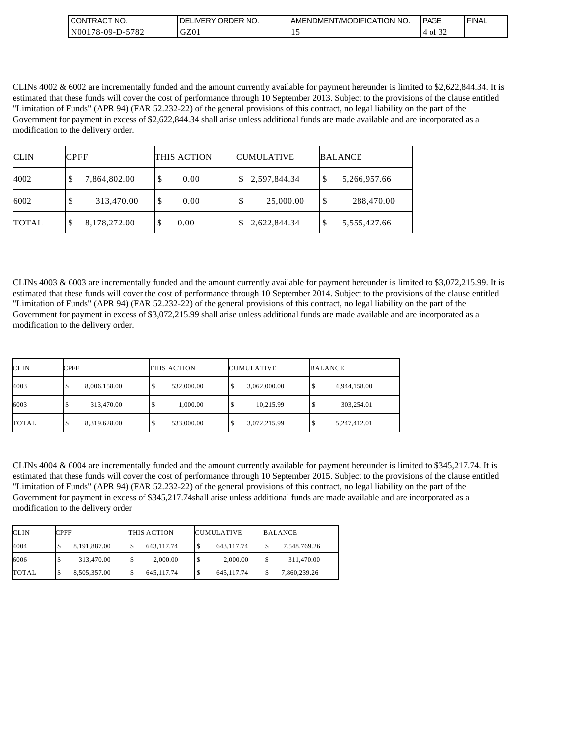CLINs 4002 & 6002 are incrementally funded and the amount currently available for payment hereunder is limited to $2,622,844.34. It is estimated that these funds will cover the cost of performance through 10 September 2013. Subject to the provisions of the clause entitled "Limitation of Funds" (APR 94) (FAR 52.232-22) of the general provisions of this contract, no legal liability on the part of the Government for payment in excess of $2,622,844.34 shall arise unless additional funds are made available and are incorporated as a modification to the delivery order.

| CLIN | CPFF | THIS ACTION | CUMULATIVE | BALANCE |
|---|---|---|---|---|
| 4002 | $ 7,864,802.00 | $ 0.00 | $ 2,597,844.34 | $ 5,266,957.66 |
| 6002 | $ 313,470.00 | $ 0.00 | $ 25,000.00 | $ 288,470.00 |
| TOTAL | $ 8,178,272.00 | $ 0.00 | $ 2,622,844.34 | $ 5,555,427.66 |

CLINs 4003 & 6003 are incrementally funded and the amount currently available for payment hereunder is limited to $3,072,215.99. It is estimated that these funds will cover the cost of performance through 10 September 2014. Subject to the provisions of the clause entitled "Limitation of Funds" (APR 94) (FAR 52.232-22) of the general provisions of this contract, no legal liability on the part of the Government for payment in excess of $3,072,215.99 shall arise unless additional funds are made available and are incorporated as a modification to the delivery order.

| CLIN | CPFF | THIS ACTION | CUMULATIVE | BALANCE |
|---|---|---|---|---|
| 4003 | $ 8,006,158.00 | $ 532,000.00 | $ 3,062,000.00 | $ 4,944,158.00 |
| 6003 | $ 313,470.00 | $ 1,000.00 | $ 10,215.99 | $ 303,254.01 |
| TOTAL | $ 8,319,628.00 | $ 533,000.00 | $ 3,072,215.99 | $ 5,247,412.01 |

CLINs 4004 & 6004 are incrementally funded and the amount currently available for payment hereunder is limited to $345,217.74. It is estimated that these funds will cover the cost of performance through 10 September 2015. Subject to the provisions of the clause entitled "Limitation of Funds" (APR 94) (FAR 52.232-22) of the general provisions of this contract, no legal liability on the part of the Government for payment in excess of $345,217.74shall arise unless additional funds are made available and are incorporated as a modification to the delivery order

| CLIN | CPFF | THIS ACTION | CUMULATIVE | BALANCE |
|---|---|---|---|---|
| 4004 | $ 8,191,887.00 | $ 643,117.74 | $ 643,117.74 | $ 7,548,769.26 |
| 6006 | $ 313,470.00 | $ 2,000.00 | $ 2,000.00 | $ 311,470.00 |
| TOTAL | $ 8,505,357.00 | $ 645,117.74 | $ 645,117.74 | $ 7,860,239.26 |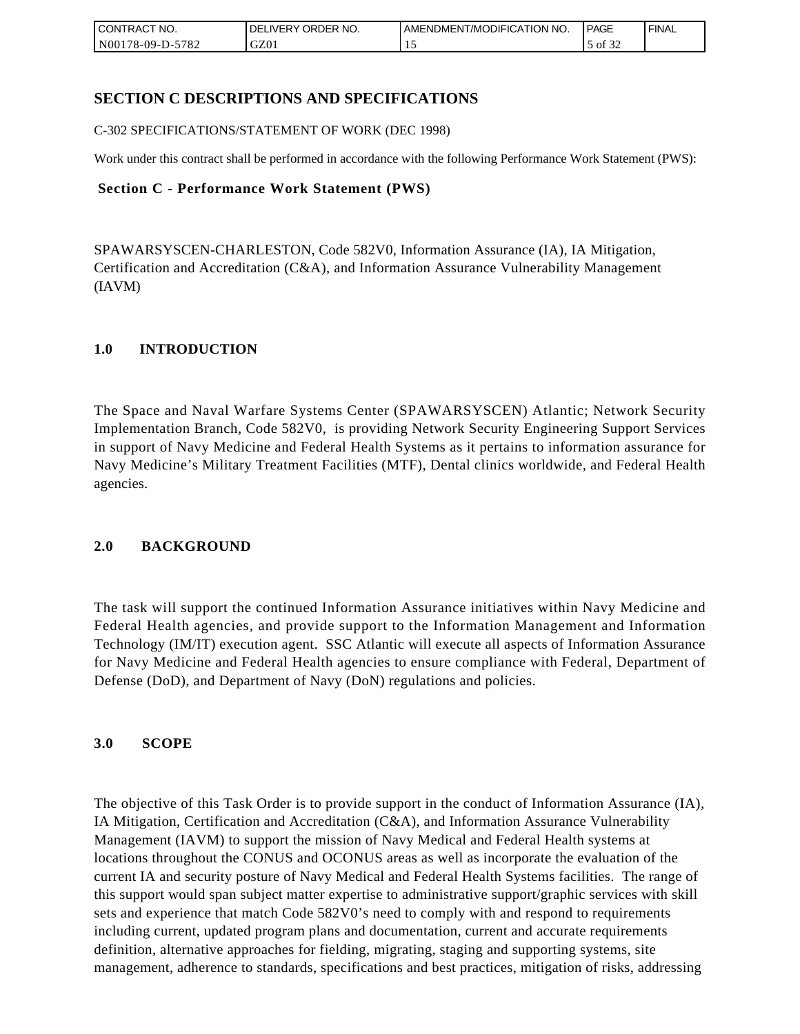## SECTION C DESCRIPTIONS AND SPECIFICATIONS

C-302 SPECIFICATIONS/STATEMENT OF WORK (DEC 1998)

Work under this contract shall be performed in accordance with the following Performance Work Statement (PWS):

### Section C - Performance Work Statement (PWS)

SPAWARSYSCEN-CHARLESTON, Code 582V0, Information Assurance (IA), IA Mitigation, Certification and Accreditation (C&A), and Information Assurance Vulnerability Management (IAVM)

### 1.0 INTRODUCTION

The Space and Naval Warfare Systems Center (SPAWARSYSCEN) Atlantic; Network Security Implementation Branch, Code 582V0, is providing Network Security Engineering Support Services in support of Navy Medicine and Federal Health Systems as it pertains to information assurance for Navy Medicine's Military Treatment Facilities (MTF), Dental clinics worldwide, and Federal Health agencies.

### 2.0 BACKGROUND

The task will support the continued Information Assurance initiatives within Navy Medicine and Federal Health agencies, and provide support to the Information Management and Information Technology (IM/IT) execution agent. SSC Atlantic will execute all aspects of Information Assurance for Navy Medicine and Federal Health agencies to ensure compliance with Federal, Department of Defense (DoD), and Department of Navy (DoN) regulations and policies.

### 3.0 SCOPE

The objective of this Task Order is to provide support in the conduct of Information Assurance (IA), IA Mitigation, Certification and Accreditation (C&A), and Information Assurance Vulnerability Management (IAVM) to support the mission of Navy Medical and Federal Health systems at locations throughout the CONUS and OCONUS areas as well as incorporate the evaluation of the current IA and security posture of Navy Medical and Federal Health Systems facilities. The range of this support would span subject matter expertise to administrative support/graphic services with skill sets and experience that match Code 582V0's need to comply with and respond to requirements including current, updated program plans and documentation, current and accurate requirements definition, alternative approaches for fielding, migrating, staging and supporting systems, site management, adherence to standards, specifications and best practices, mitigation of risks, addressing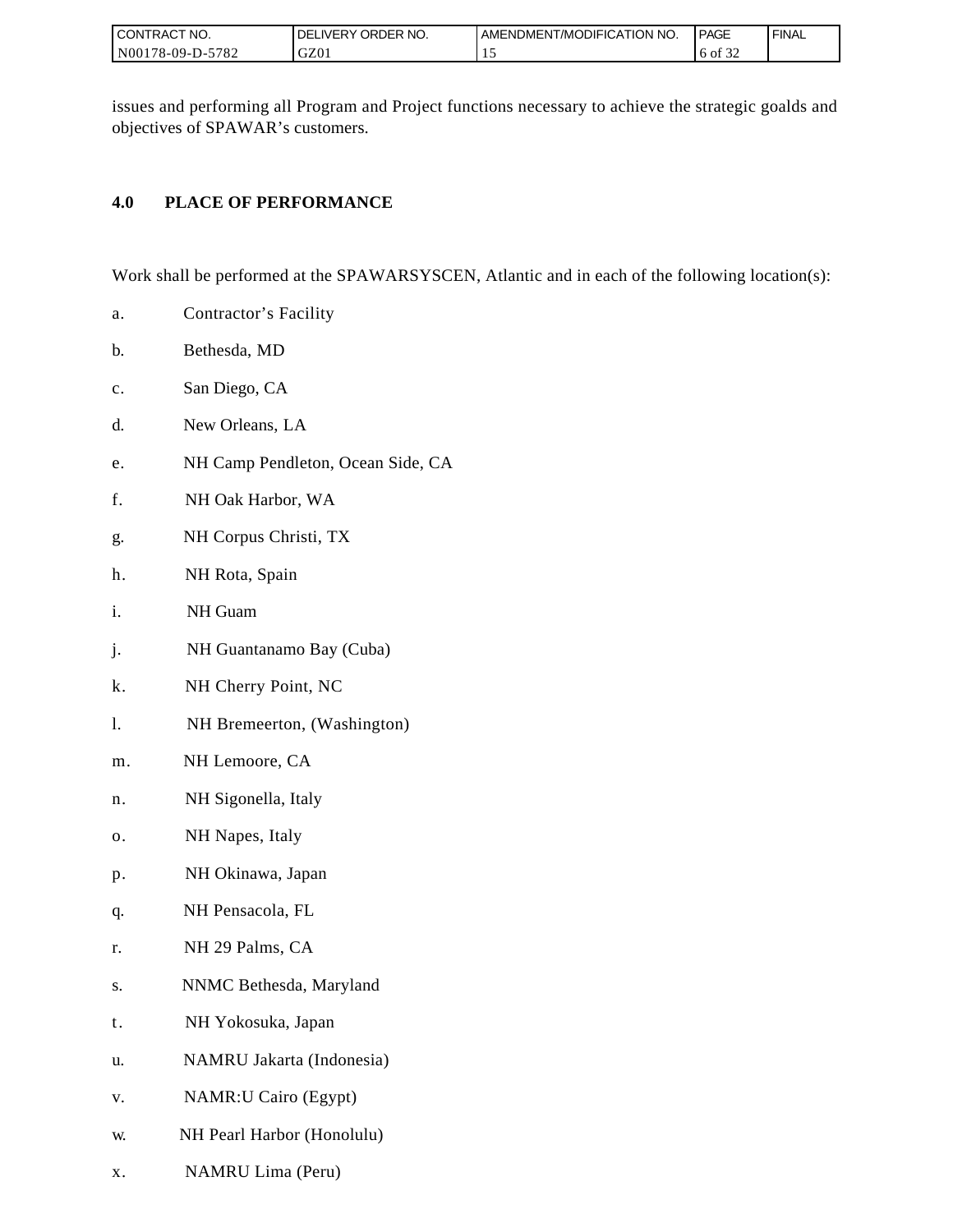issues and performing all Program and Project functions necessary to achieve the strategic goalds and objectives of SPAWAR's customers.

## 4.0 PLACE OF PERFORMANCE

Work shall be performed at the SPAWARSYSCEN, Atlantic and in each of the following location(s):

a. Contractor's Facility

b. Bethesda, MD

c. San Diego, CA

d. New Orleans, LA

e. NH Camp Pendleton, Ocean Side, CA

f. NH Oak Harbor, WA

g. NH Corpus Christi, TX

h. NH Rota, Spain

i. NH Guam

j. NH Guantanamo Bay (Cuba)

k. NH Cherry Point, NC

l. NH Bremeerton, (Washington)

m. NH Lemoore, CA

n. NH Sigonella, Italy

o. NH Napes, Italy

p. NH Okinawa, Japan

q. NH Pensacola, FL

r. NH 29 Palms, CA

s. NNMC Bethesda, Maryland

t. NH Yokosuka, Japan

u. NAMRU Jakarta (Indonesia)

v. NAMR:U Cairo (Egypt)

w. NH Pearl Harbor (Honolulu)

x. NAMRU Lima (Peru)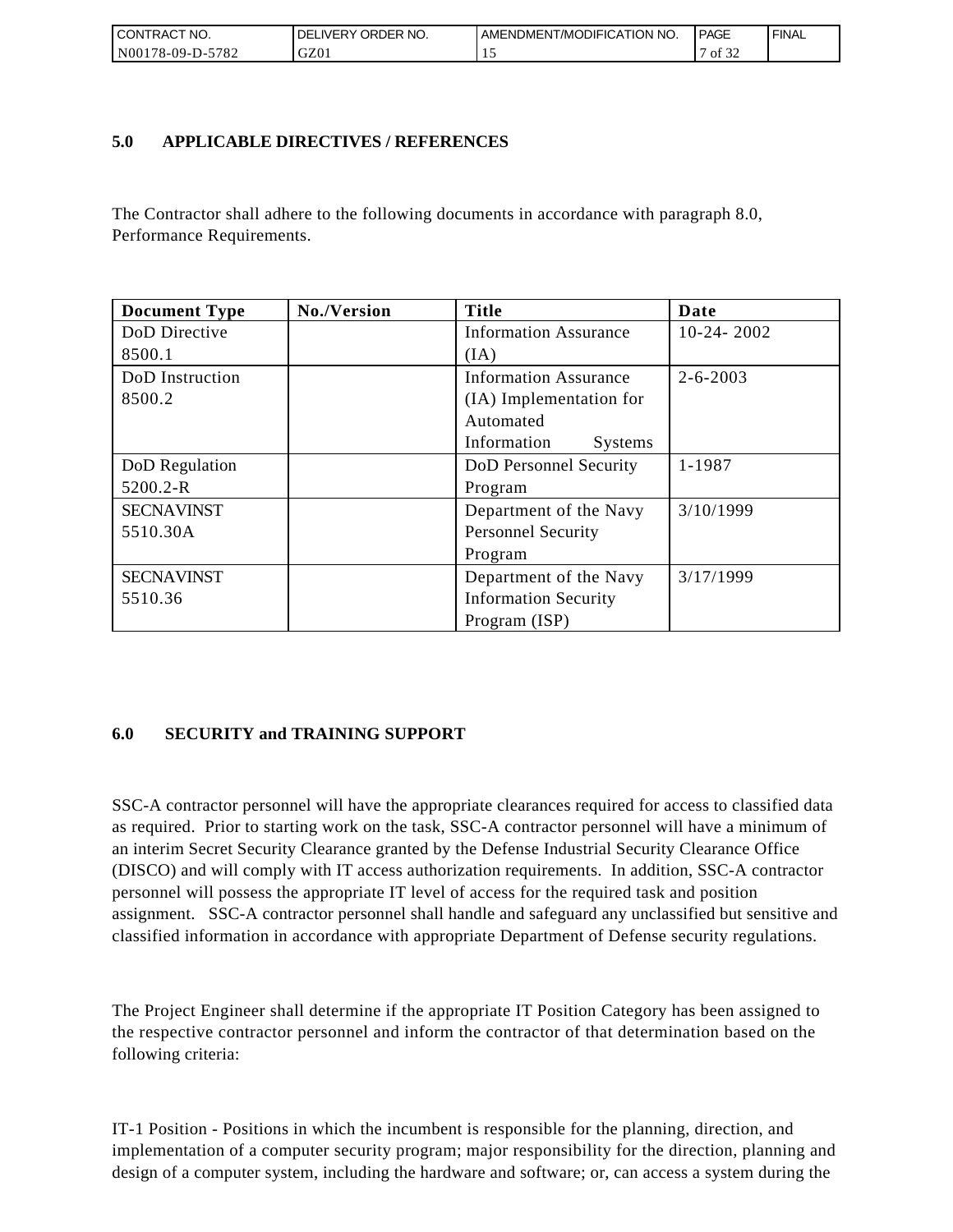## 5.0 APPLICABLE DIRECTIVES / REFERENCES

The Contractor shall adhere to the following documents in accordance with paragraph 8.0, Performance Requirements.

| Document Type | No./Version | Title | Date |
|---|---|---|---|
| DoD Directive 8500.1 | | Information Assurance (IA) | 10-24- 2002 |
| DoD Instruction 8500.2 | | Information Assurance (IA) Implementation for Automated Information Systems | 2-6-2003 |
| DoD Regulation 5200.2-R | | DoD Personnel Security Program | 1-1987 |
| SECNAVINST 5510.30A | | Department of the Navy Personnel Security Program | 3/10/1999 |
| SECNAVINST 5510.36 | | Department of the Navy Information Security Program (ISP) | 3/17/1999 |

## 6.0 SECURITY and TRAINING SUPPORT

SSC-A contractor personnel will have the appropriate clearances required for access to classified data as required. Prior to starting work on the task, SSC-A contractor personnel will have a minimum of an interim Secret Security Clearance granted by the Defense Industrial Security Clearance Office (DISCO) and will comply with IT access authorization requirements. In addition, SSC-A contractor personnel will possess the appropriate IT level of access for the required task and position assignment. SSC-A contractor personnel shall handle and safeguard any unclassified but sensitive and classified information in accordance with appropriate Department of Defense security regulations.

The Project Engineer shall determine if the appropriate IT Position Category has been assigned to the respective contractor personnel and inform the contractor of that determination based on the following criteria:

IT-1 Position - Positions in which the incumbent is responsible for the planning, direction, and implementation of a computer security program; major responsibility for the direction, planning and design of a computer system, including the hardware and software; or, can access a system during the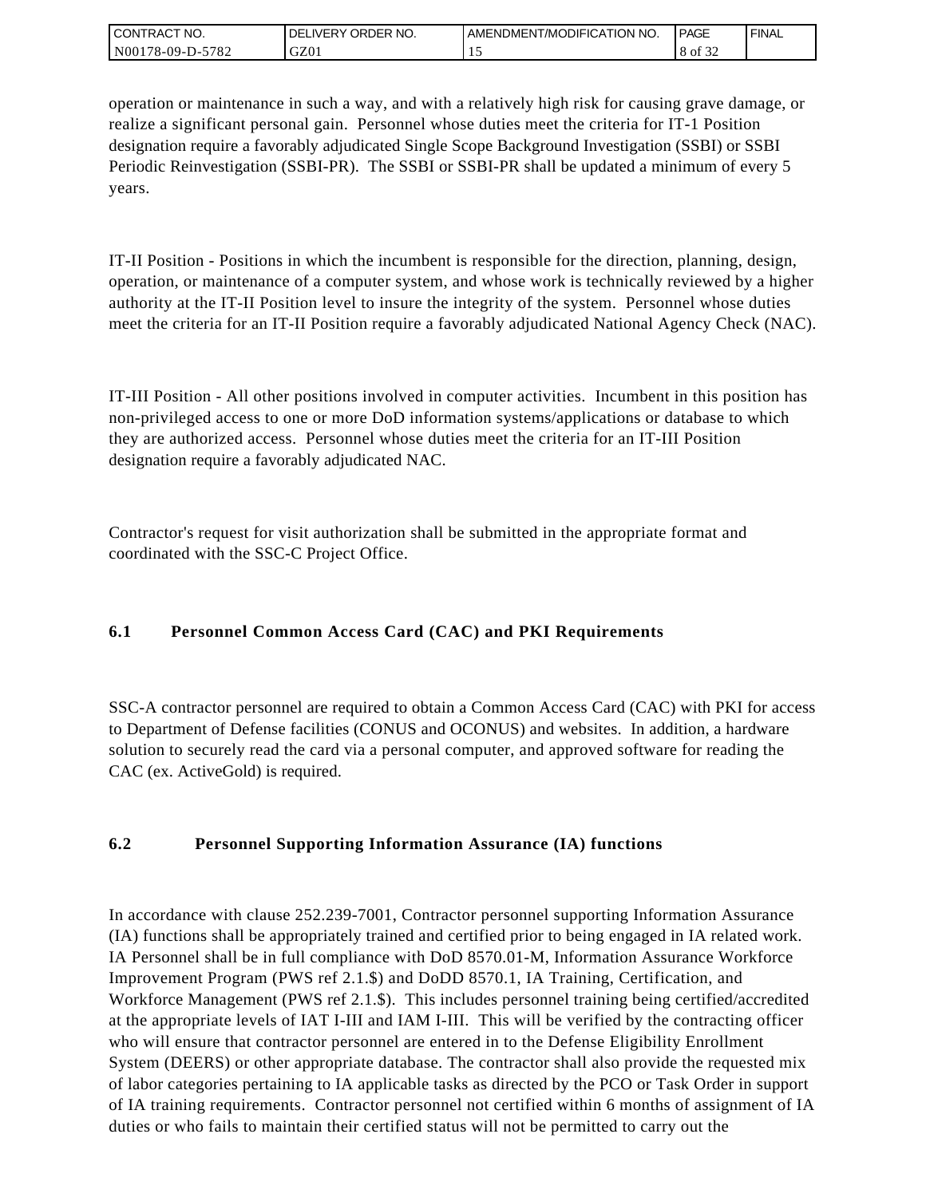operation or maintenance in such a way, and with a relatively high risk for causing grave damage, or realize a significant personal gain. Personnel whose duties meet the criteria for IT-1 Position designation require a favorably adjudicated Single Scope Background Investigation (SSBI) or SSBI Periodic Reinvestigation (SSBI-PR). The SSBI or SSBI-PR shall be updated a minimum of every 5 years.

IT-II Position - Positions in which the incumbent is responsible for the direction, planning, design, operation, or maintenance of a computer system, and whose work is technically reviewed by a higher authority at the IT-II Position level to insure the integrity of the system. Personnel whose duties meet the criteria for an IT-II Position require a favorably adjudicated National Agency Check (NAC).

IT-III Position - All other positions involved in computer activities. Incumbent in this position has non-privileged access to one or more DoD information systems/applications or database to which they are authorized access. Personnel whose duties meet the criteria for an IT-III Position designation require a favorably adjudicated NAC.

Contractor's request for visit authorization shall be submitted in the appropriate format and coordinated with the SSC-C Project Office.

### 6.1 Personnel Common Access Card (CAC) and PKI Requirements

SSC-A contractor personnel are required to obtain a Common Access Card (CAC) with PKI for access to Department of Defense facilities (CONUS and OCONUS) and websites. In addition, a hardware solution to securely read the card via a personal computer, and approved software for reading the CAC (ex. ActiveGold) is required.

### 6.2 Personnel Supporting Information Assurance (IA) functions

In accordance with clause 252.239-7001, Contractor personnel supporting Information Assurance (IA) functions shall be appropriately trained and certified prior to being engaged in IA related work. IA Personnel shall be in full compliance with DoD 8570.01-M, Information Assurance Workforce Improvement Program (PWS ref 2.1.$) and DoDD 8570.1, IA Training, Certification, and Workforce Management (PWS ref 2.1.$). This includes personnel training being certified/accredited at the appropriate levels of IAT I-III and IAM I-III. This will be verified by the contracting officer who will ensure that contractor personnel are entered in to the Defense Eligibility Enrollment System (DEERS) or other appropriate database. The contractor shall also provide the requested mix of labor categories pertaining to IA applicable tasks as directed by the PCO or Task Order in support of IA training requirements. Contractor personnel not certified within 6 months of assignment of IA duties or who fails to maintain their certified status will not be permitted to carry out the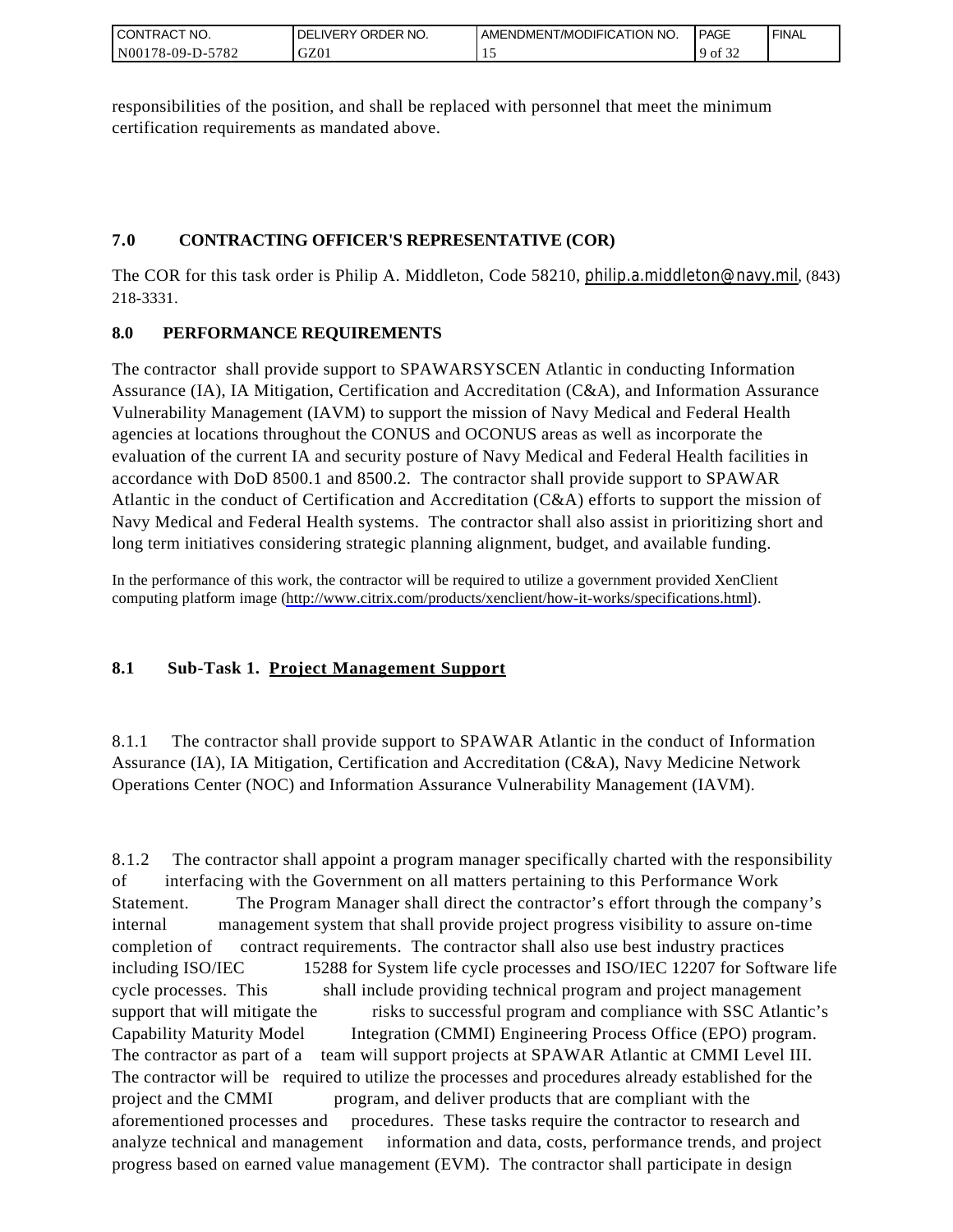responsibilities of the position, and shall be replaced with personnel that meet the minimum certification requirements as mandated above.

## 7.0 CONTRACTING OFFICER'S REPRESENTATIVE (COR)

The COR for this task order is Philip A. Middleton, Code 58210, philip.a.middleton@navy.mil, (843) 218-3331.

## 8.0 PERFORMANCE REQUIREMENTS

The contractor shall provide support to SPAWARSYSCEN Atlantic in conducting Information Assurance (IA), IA Mitigation, Certification and Accreditation (C&A), and Information Assurance Vulnerability Management (IAVM) to support the mission of Navy Medical and Federal Health agencies at locations throughout the CONUS and OCONUS areas as well as incorporate the evaluation of the current IA and security posture of Navy Medical and Federal Health facilities in accordance with DoD 8500.1 and 8500.2. The contractor shall provide support to SPAWAR Atlantic in the conduct of Certification and Accreditation (C&A) efforts to support the mission of Navy Medical and Federal Health systems. The contractor shall also assist in prioritizing short and long term initiatives considering strategic planning alignment, budget, and available funding.

In the performance of this work, the contractor will be required to utilize a government provided XenClient computing platform image (http://www.citrix.com/products/xenclient/how-it-works/specifications.html).

### 8.1 Sub-Task 1. Project Management Support

8.1.1 The contractor shall provide support to SPAWAR Atlantic in the conduct of Information Assurance (IA), IA Mitigation, Certification and Accreditation (C&A), Navy Medicine Network Operations Center (NOC) and Information Assurance Vulnerability Management (IAVM).

8.1.2 The contractor shall appoint a program manager specifically charted with the responsibility of interfacing with the Government on all matters pertaining to this Performance Work Statement. The Program Manager shall direct the contractor's effort through the company's internal management system that shall provide project progress visibility to assure on-time completion of contract requirements. The contractor shall also use best industry practices including ISO/IEC 15288 for System life cycle processes and ISO/IEC 12207 for Software life cycle processes. This shall include providing technical program and project management support that will mitigate the risks to successful program and compliance with SSC Atlantic's Capability Maturity Model Integration (CMMI) Engineering Process Office (EPO) program. The contractor as part of a team will support projects at SPAWAR Atlantic at CMMI Level III. The contractor will be required to utilize the processes and procedures already established for the project and the CMMI program, and deliver products that are compliant with the aforementioned processes and procedures. These tasks require the contractor to research and analyze technical and management information and data, costs, performance trends, and project progress based on earned value management (EVM). The contractor shall participate in design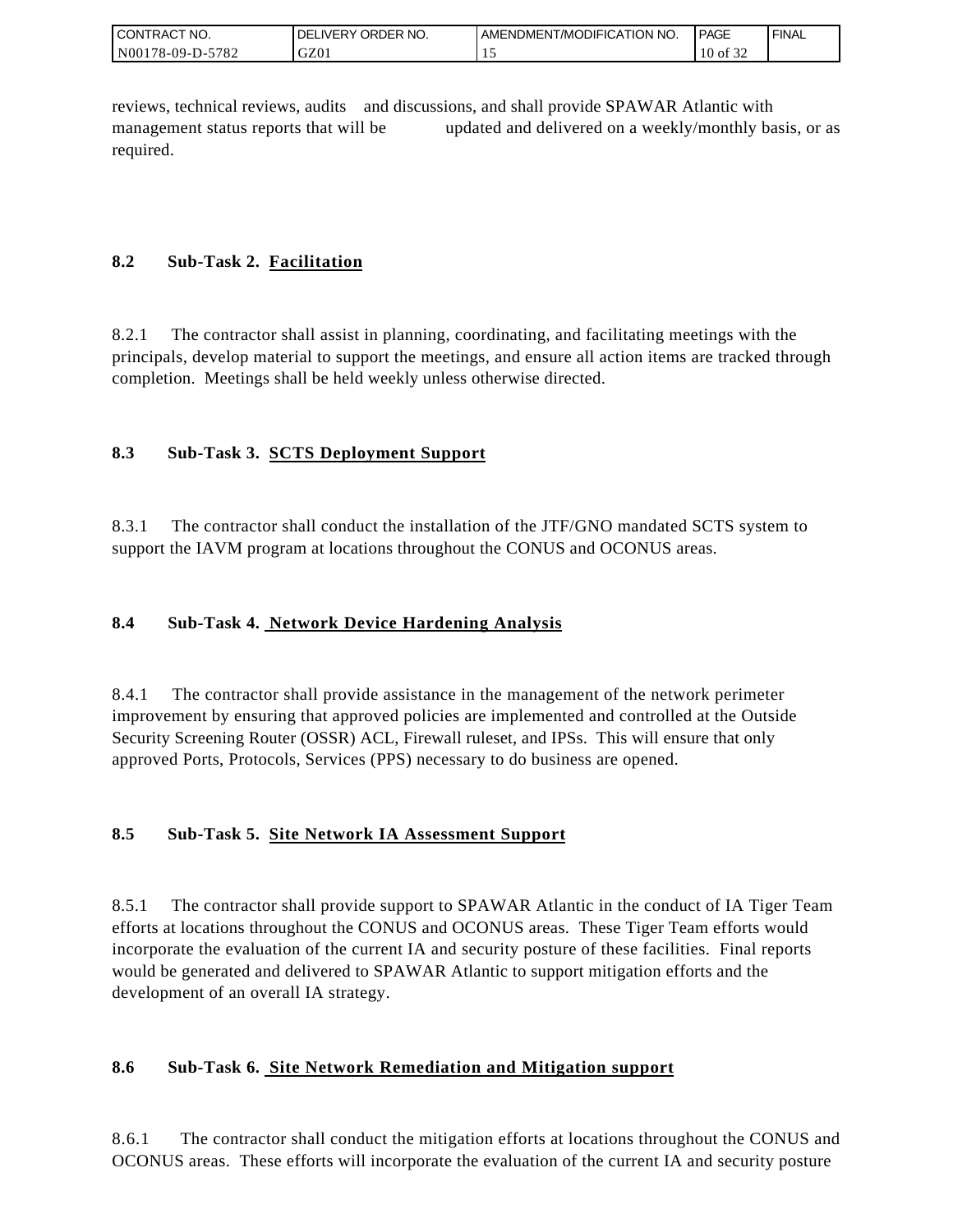reviews, technical reviews, audits and discussions, and shall provide SPAWAR Atlantic with management status reports that will be updated and delivered on a weekly/monthly basis, or as required.

### 8.2 Sub-Task 2. Facilitation

8.2.1 The contractor shall assist in planning, coordinating, and facilitating meetings with the principals, develop material to support the meetings, and ensure all action items are tracked through completion. Meetings shall be held weekly unless otherwise directed.

### 8.3 Sub-Task 3. SCTS Deployment Support

8.3.1 The contractor shall conduct the installation of the JTF/GNO mandated SCTS system to support the IAVM program at locations throughout the CONUS and OCONUS areas.

### 8.4 Sub-Task 4. Network Device Hardening Analysis

8.4.1 The contractor shall provide assistance in the management of the network perimeter improvement by ensuring that approved policies are implemented and controlled at the Outside Security Screening Router (OSSR) ACL, Firewall ruleset, and IPSs. This will ensure that only approved Ports, Protocols, Services (PPS) necessary to do business are opened.

### 8.5 Sub-Task 5. Site Network IA Assessment Support

8.5.1 The contractor shall provide support to SPAWAR Atlantic in the conduct of IA Tiger Team efforts at locations throughout the CONUS and OCONUS areas. These Tiger Team efforts would incorporate the evaluation of the current IA and security posture of these facilities. Final reports would be generated and delivered to SPAWAR Atlantic to support mitigation efforts and the development of an overall IA strategy.

### 8.6 Sub-Task 6. Site Network Remediation and Mitigation support

8.6.1 The contractor shall conduct the mitigation efforts at locations throughout the CONUS and OCONUS areas. These efforts will incorporate the evaluation of the current IA and security posture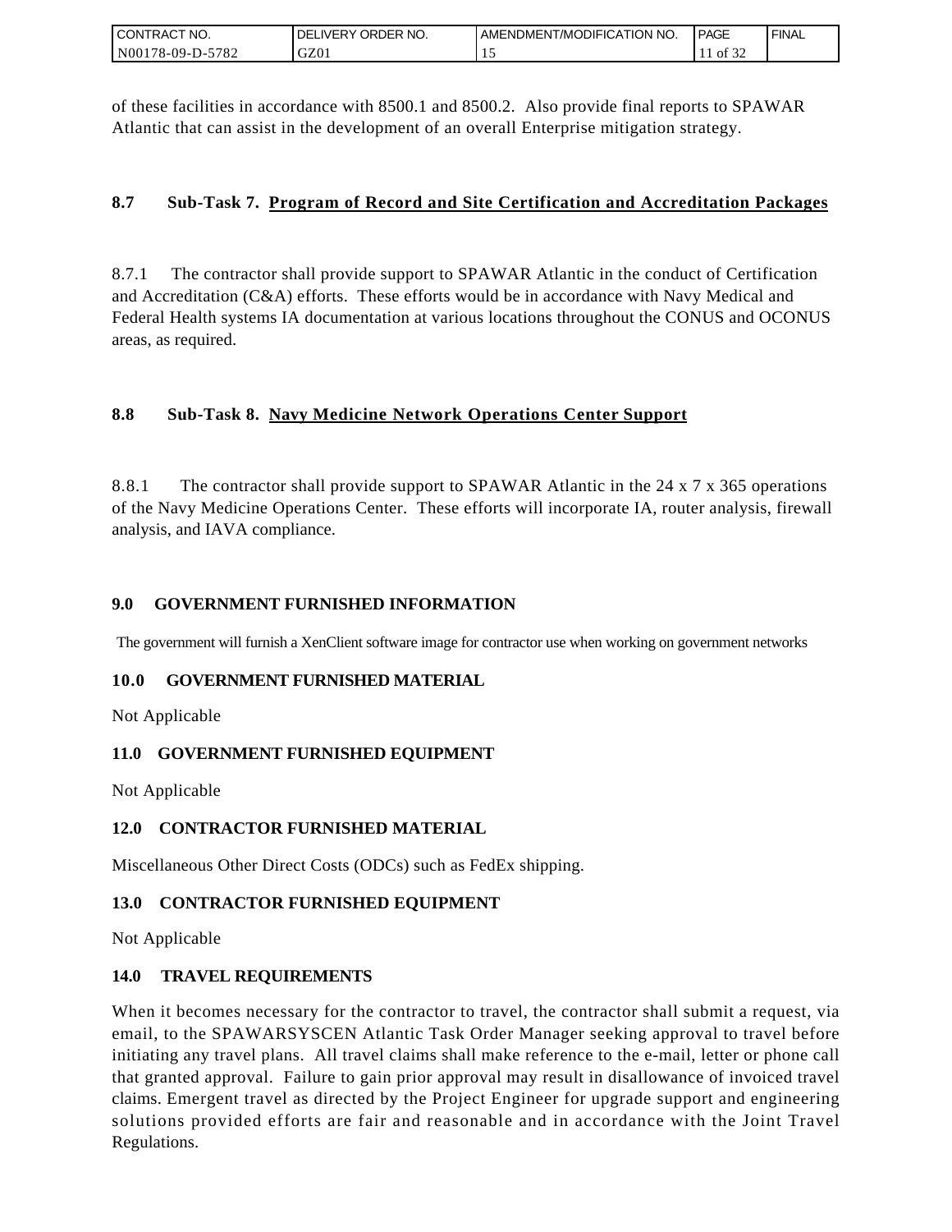of these facilities in accordance with 8500.1 and 8500.2. Also provide final reports to SPAWAR Atlantic that can assist in the development of an overall Enterprise mitigation strategy.

### 8.7 Sub-Task 7. Program of Record and Site Certification and Accreditation Packages

8.7.1 The contractor shall provide support to SPAWAR Atlantic in the conduct of Certification and Accreditation (C&A) efforts. These efforts would be in accordance with Navy Medical and Federal Health systems IA documentation at various locations throughout the CONUS and OCONUS areas, as required.

### 8.8 Sub-Task 8. Navy Medicine Network Operations Center Support

8.8.1 The contractor shall provide support to SPAWAR Atlantic in the 24 x 7 x 365 operations of the Navy Medicine Operations Center. These efforts will incorporate IA, router analysis, firewall analysis, and IAVA compliance.

## 9.0 GOVERNMENT FURNISHED INFORMATION

The government will furnish a XenClient software image for contractor use when working on government networks

## 10.0 GOVERNMENT FURNISHED MATERIAL

Not Applicable

## 11.0 GOVERNMENT FURNISHED EQUIPMENT

Not Applicable

## 12.0 CONTRACTOR FURNISHED MATERIAL

Miscellaneous Other Direct Costs (ODCs) such as FedEx shipping.

## 13.0 CONTRACTOR FURNISHED EQUIPMENT

Not Applicable

## 14.0 TRAVEL REQUIREMENTS

When it becomes necessary for the contractor to travel, the contractor shall submit a request, via email, to the SPAWARSYSCEN Atlantic Task Order Manager seeking approval to travel before initiating any travel plans. All travel claims shall make reference to the e-mail, letter or phone call that granted approval. Failure to gain prior approval may result in disallowance of invoiced travel claims. Emergent travel as directed by the Project Engineer for upgrade support and engineering solutions provided efforts are fair and reasonable and in accordance with the Joint Travel Regulations.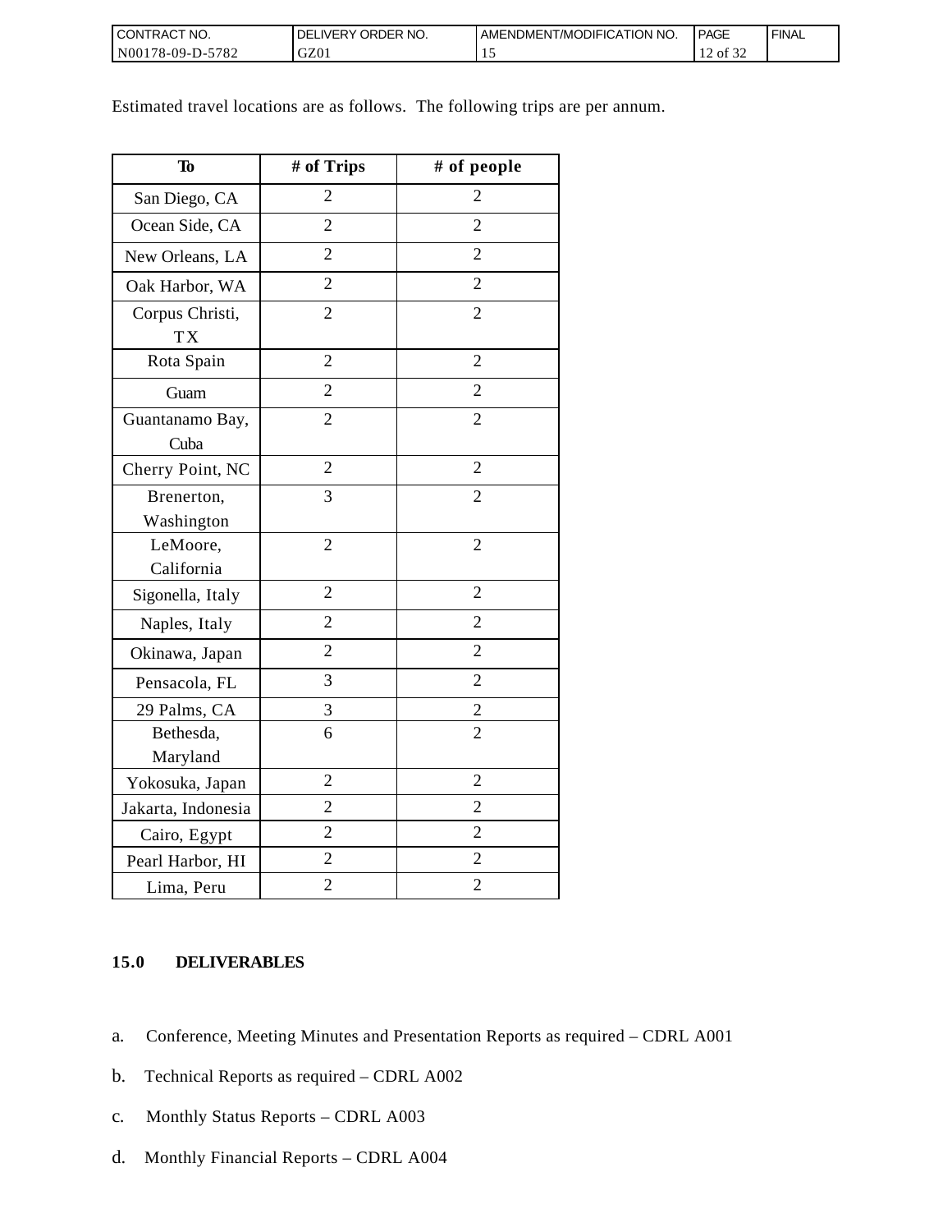Estimated travel locations are as follows. The following trips are per annum.

| To | # of Trips | # of people |
|---|---|---|
| San Diego, CA | 2 | 2 |
| Ocean Side, CA | 2 | 2 |
| New Orleans, LA | 2 | 2 |
| Oak Harbor, WA | 2 | 2 |
| Corpus Christi, TX | 2 | 2 |
| Rota Spain | 2 | 2 |
| Guam | 2 | 2 |
| Guantanamo Bay, Cuba | 2 | 2 |
| Cherry Point, NC | 2 | 2 |
| Brenerton, Washington | 3 | 2 |
| LeMoore, California | 2 | 2 |
| Sigonella, Italy | 2 | 2 |
| Naples, Italy | 2 | 2 |
| Okinawa, Japan | 2 | 2 |
| Pensacola, FL | 3 | 2 |
| 29 Palms, CA | 3 | 2 |
| Bethesda, Maryland | 6 | 2 |
| Yokosuka, Japan | 2 | 2 |
| Jakarta, Indonesia | 2 | 2 |
| Cairo, Egypt | 2 | 2 |
| Pearl Harbor, HI | 2 | 2 |
| Lima, Peru | 2 | 2 |

## 15.0 DELIVERABLES

a. Conference, Meeting Minutes and Presentation Reports as required – CDRL A001

b. Technical Reports as required – CDRL A002

c. Monthly Status Reports – CDRL A003

d. Monthly Financial Reports – CDRL A004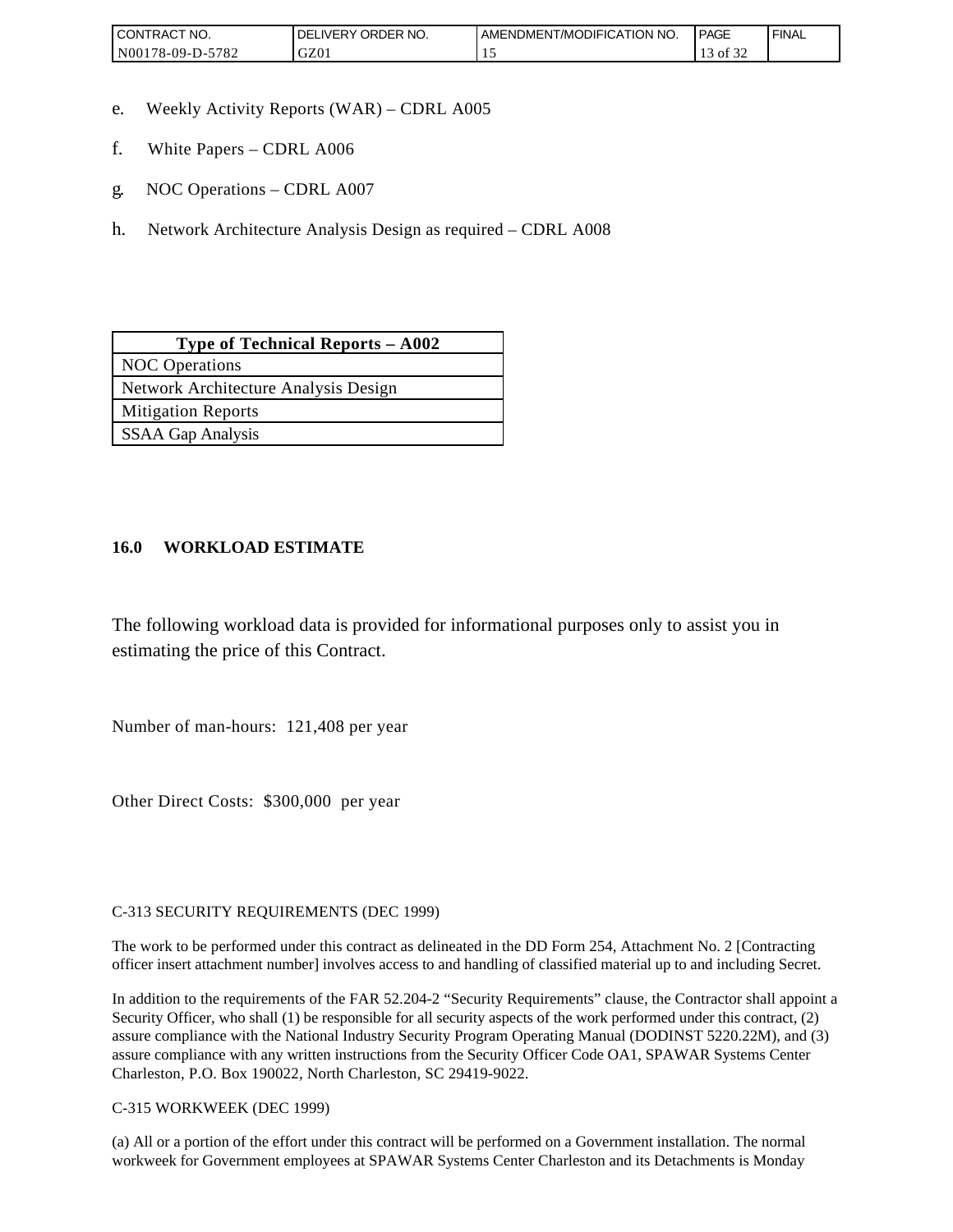e. Weekly Activity Reports (WAR) – CDRL A005

f. White Papers – CDRL A006

g. NOC Operations – CDRL A007

h. Network Architecture Analysis Design as required – CDRL A008

| Type of Technical Reports – A002 |
| --- |
| NOC Operations |
| Network Architecture Analysis Design |
| Mitigation Reports |
| SSAA Gap Analysis |

**16.0 WORKLOAD ESTIMATE**

The following workload data is provided for informational purposes only to assist you in estimating the price of this Contract.

Number of man-hours: 121,408 per year

Other Direct Costs: $300,000 per year

C-313 SECURITY REQUIREMENTS (DEC 1999)

The work to be performed under this contract as delineated in the DD Form 254, Attachment No. 2 [Contracting officer insert attachment number] involves access to and handling of classified material up to and including Secret.

In addition to the requirements of the FAR 52.204-2 "Security Requirements" clause, the Contractor shall appoint a Security Officer, who shall (1) be responsible for all security aspects of the work performed under this contract, (2) assure compliance with the National Industry Security Program Operating Manual (DODINST 5220.22M), and (3) assure compliance with any written instructions from the Security Officer Code OA1, SPAWAR Systems Center Charleston, P.O. Box 190022, North Charleston, SC 29419-9022.

C-315 WORKWEEK (DEC 1999)

(a) All or a portion of the effort under this contract will be performed on a Government installation. The normal workweek for Government employees at SPAWAR Systems Center Charleston and its Detachments is Monday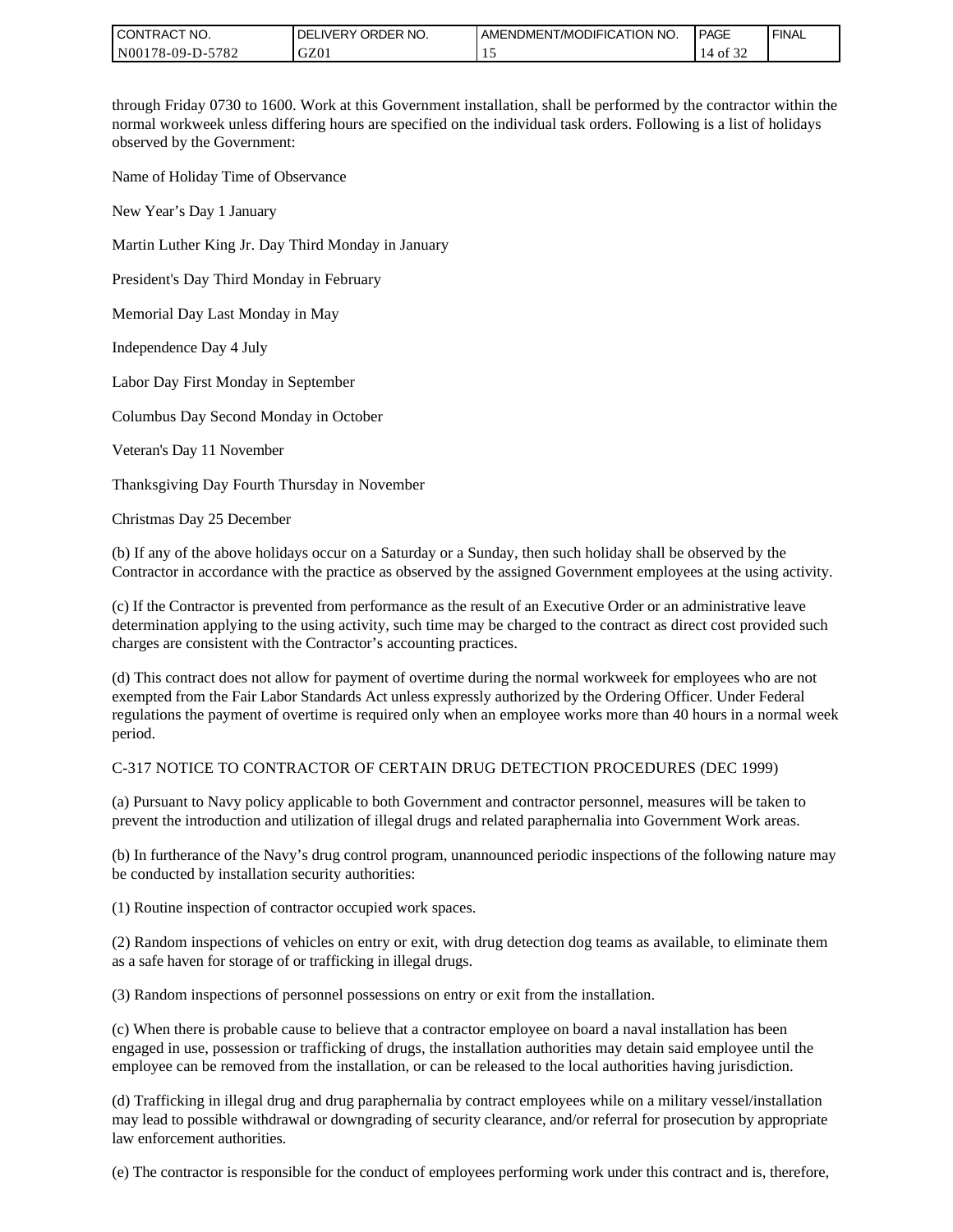through Friday 0730 to 1600. Work at this Government installation, shall be performed by the contractor within the normal workweek unless differing hours are specified on the individual task orders. Following is a list of holidays observed by the Government:

Name of Holiday Time of Observance

New Year's Day 1 January

Martin Luther King Jr. Day Third Monday in January

President's Day Third Monday in February

Memorial Day Last Monday in May

Independence Day 4 July

Labor Day First Monday in September

Columbus Day Second Monday in October

Veteran's Day 11 November

Thanksgiving Day Fourth Thursday in November

Christmas Day 25 December

(b) If any of the above holidays occur on a Saturday or a Sunday, then such holiday shall be observed by the Contractor in accordance with the practice as observed by the assigned Government employees at the using activity.

(c) If the Contractor is prevented from performance as the result of an Executive Order or an administrative leave determination applying to the using activity, such time may be charged to the contract as direct cost provided such charges are consistent with the Contractor's accounting practices.

(d) This contract does not allow for payment of overtime during the normal workweek for employees who are not exempted from the Fair Labor Standards Act unless expressly authorized by the Ordering Officer. Under Federal regulations the payment of overtime is required only when an employee works more than 40 hours in a normal week period.

C-317 NOTICE TO CONTRACTOR OF CERTAIN DRUG DETECTION PROCEDURES (DEC 1999)

(a) Pursuant to Navy policy applicable to both Government and contractor personnel, measures will be taken to prevent the introduction and utilization of illegal drugs and related paraphernalia into Government Work areas.

(b) In furtherance of the Navy's drug control program, unannounced periodic inspections of the following nature may be conducted by installation security authorities:

(1) Routine inspection of contractor occupied work spaces.

(2) Random inspections of vehicles on entry or exit, with drug detection dog teams as available, to eliminate them as a safe haven for storage of or trafficking in illegal drugs.

(3) Random inspections of personnel possessions on entry or exit from the installation.

(c) When there is probable cause to believe that a contractor employee on board a naval installation has been engaged in use, possession or trafficking of drugs, the installation authorities may detain said employee until the employee can be removed from the installation, or can be released to the local authorities having jurisdiction.

(d) Trafficking in illegal drug and drug paraphernalia by contract employees while on a military vessel/installation may lead to possible withdrawal or downgrading of security clearance, and/or referral for prosecution by appropriate law enforcement authorities.

(e) The contractor is responsible for the conduct of employees performing work under this contract and is, therefore,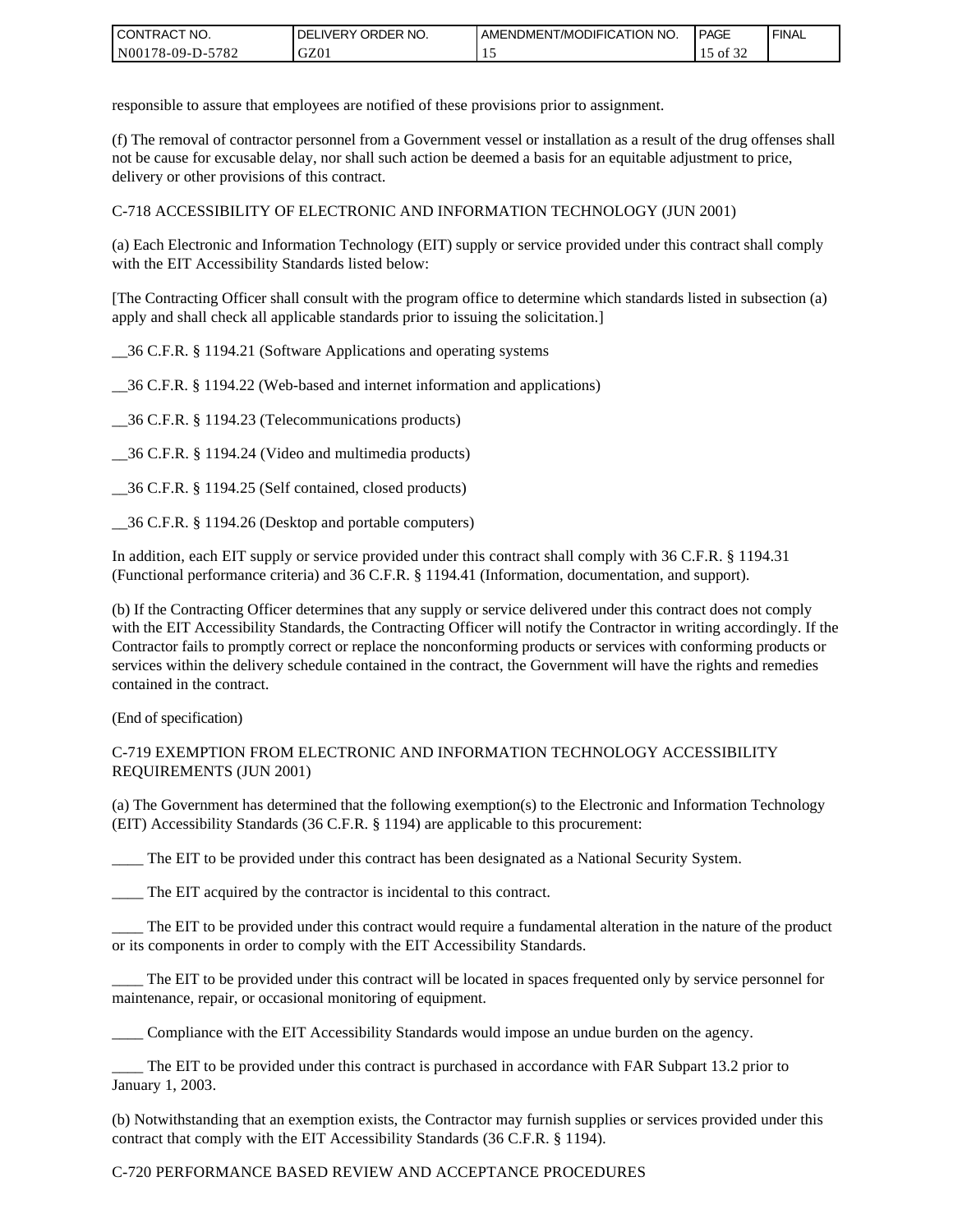responsible to assure that employees are notified of these provisions prior to assignment.

(f) The removal of contractor personnel from a Government vessel or installation as a result of the drug offenses shall not be cause for excusable delay, nor shall such action be deemed a basis for an equitable adjustment to price, delivery or other provisions of this contract.

C-718 ACCESSIBILITY OF ELECTRONIC AND INFORMATION TECHNOLOGY (JUN 2001)

(a) Each Electronic and Information Technology (EIT) supply or service provided under this contract shall comply with the EIT Accessibility Standards listed below:

[The Contracting Officer shall consult with the program office to determine which standards listed in subsection (a) apply and shall check all applicable standards prior to issuing the solicitation.]

__36 C.F.R. § 1194.21 (Software Applications and operating systems

__36 C.F.R. § 1194.22 (Web-based and internet information and applications)

__36 C.F.R. § 1194.23 (Telecommunications products)

__36 C.F.R. § 1194.24 (Video and multimedia products)

__36 C.F.R. § 1194.25 (Self contained, closed products)

__36 C.F.R. § 1194.26 (Desktop and portable computers)

In addition, each EIT supply or service provided under this contract shall comply with 36 C.F.R. § 1194.31 (Functional performance criteria) and 36 C.F.R. § 1194.41 (Information, documentation, and support).

(b) If the Contracting Officer determines that any supply or service delivered under this contract does not comply with the EIT Accessibility Standards, the Contracting Officer will notify the Contractor in writing accordingly. If the Contractor fails to promptly correct or replace the nonconforming products or services with conforming products or services within the delivery schedule contained in the contract, the Government will have the rights and remedies contained in the contract.

(End of specification)

C-719 EXEMPTION FROM ELECTRONIC AND INFORMATION TECHNOLOGY ACCESSIBILITY REQUIREMENTS (JUN 2001)

(a) The Government has determined that the following exemption(s) to the Electronic and Information Technology (EIT) Accessibility Standards (36 C.F.R. § 1194) are applicable to this procurement:

____ The EIT to be provided under this contract has been designated as a National Security System.

____ The EIT acquired by the contractor is incidental to this contract.

____ The EIT to be provided under this contract would require a fundamental alteration in the nature of the product or its components in order to comply with the EIT Accessibility Standards.

____ The EIT to be provided under this contract will be located in spaces frequented only by service personnel for maintenance, repair, or occasional monitoring of equipment.

____ Compliance with the EIT Accessibility Standards would impose an undue burden on the agency.

____ The EIT to be provided under this contract is purchased in accordance with FAR Subpart 13.2 prior to January 1, 2003.

(b) Notwithstanding that an exemption exists, the Contractor may furnish supplies or services provided under this contract that comply with the EIT Accessibility Standards (36 C.F.R. § 1194).

C-720 PERFORMANCE BASED REVIEW AND ACCEPTANCE PROCEDURES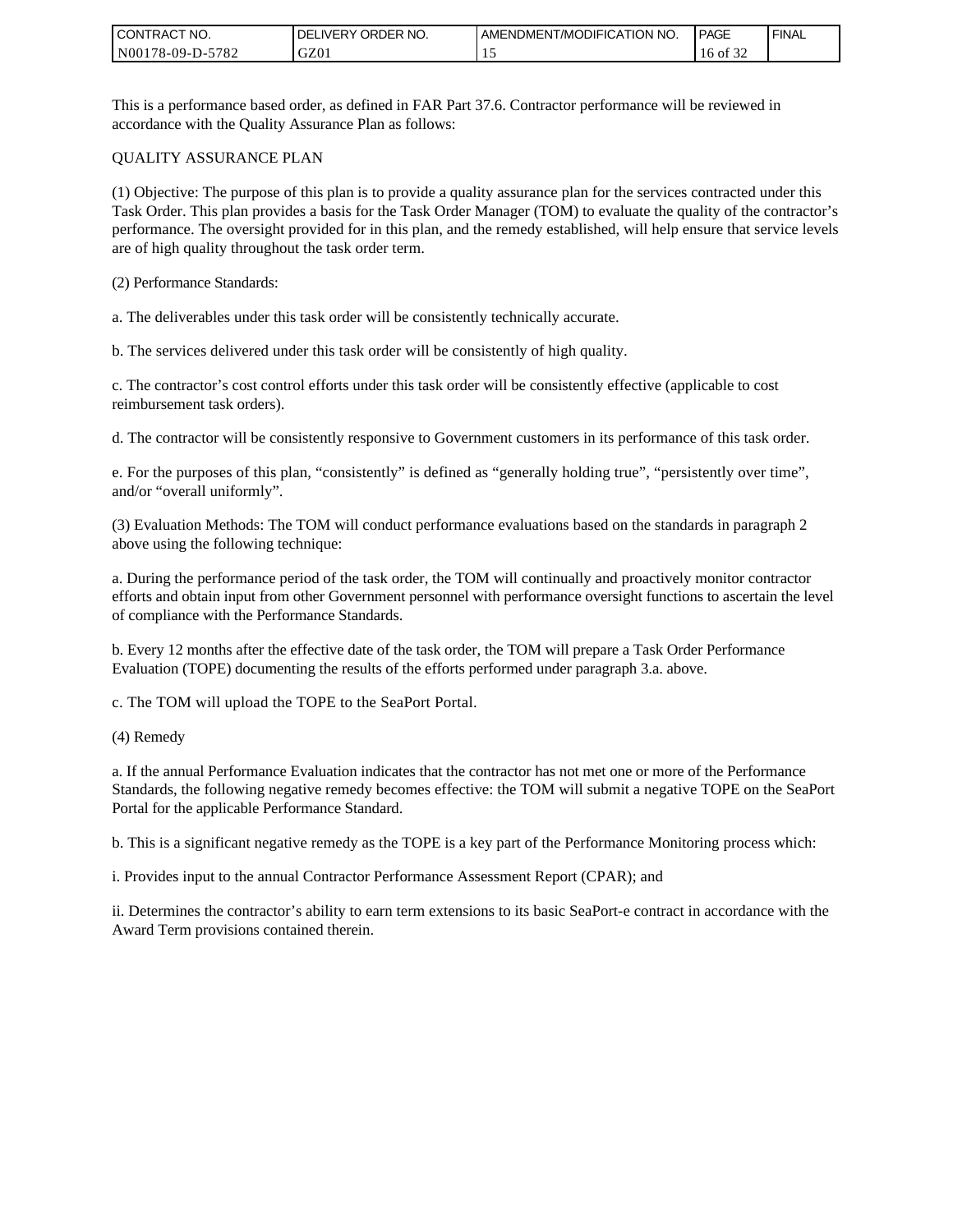This is a performance based order, as defined in FAR Part 37.6. Contractor performance will be reviewed in accordance with the Quality Assurance Plan as follows:

QUALITY ASSURANCE PLAN

(1) Objective: The purpose of this plan is to provide a quality assurance plan for the services contracted under this Task Order. This plan provides a basis for the Task Order Manager (TOM) to evaluate the quality of the contractor's performance. The oversight provided for in this plan, and the remedy established, will help ensure that service levels are of high quality throughout the task order term.

(2) Performance Standards:

a. The deliverables under this task order will be consistently technically accurate.

b. The services delivered under this task order will be consistently of high quality.

c. The contractor's cost control efforts under this task order will be consistently effective (applicable to cost reimbursement task orders).

d. The contractor will be consistently responsive to Government customers in its performance of this task order.

e. For the purposes of this plan, "consistently" is defined as "generally holding true", "persistently over time", and/or "overall uniformly".

(3) Evaluation Methods: The TOM will conduct performance evaluations based on the standards in paragraph 2 above using the following technique:

a. During the performance period of the task order, the TOM will continually and proactively monitor contractor efforts and obtain input from other Government personnel with performance oversight functions to ascertain the level of compliance with the Performance Standards.

b. Every 12 months after the effective date of the task order, the TOM will prepare a Task Order Performance Evaluation (TOPE) documenting the results of the efforts performed under paragraph 3.a. above.

c. The TOM will upload the TOPE to the SeaPort Portal.

(4) Remedy

a. If the annual Performance Evaluation indicates that the contractor has not met one or more of the Performance Standards, the following negative remedy becomes effective: the TOM will submit a negative TOPE on the SeaPort Portal for the applicable Performance Standard.

b. This is a significant negative remedy as the TOPE is a key part of the Performance Monitoring process which:

i. Provides input to the annual Contractor Performance Assessment Report (CPAR); and

ii. Determines the contractor's ability to earn term extensions to its basic SeaPort-e contract in accordance with the Award Term provisions contained therein.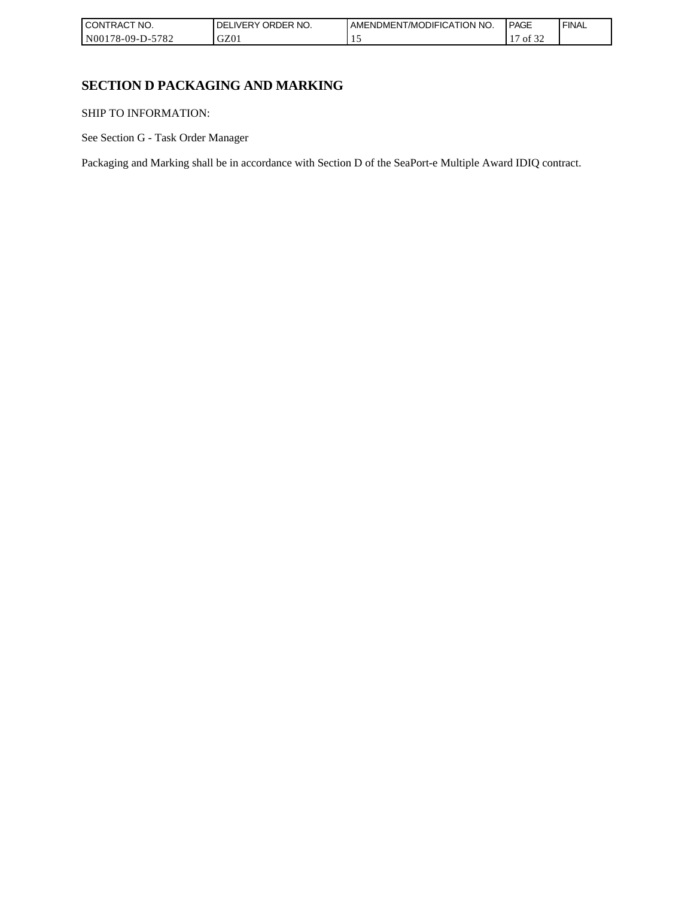# SECTION D PACKAGING AND MARKING

SHIP TO INFORMATION:

See Section G - Task Order Manager

Packaging and Marking shall be in accordance with Section D of the SeaPort-e Multiple Award IDIQ contract.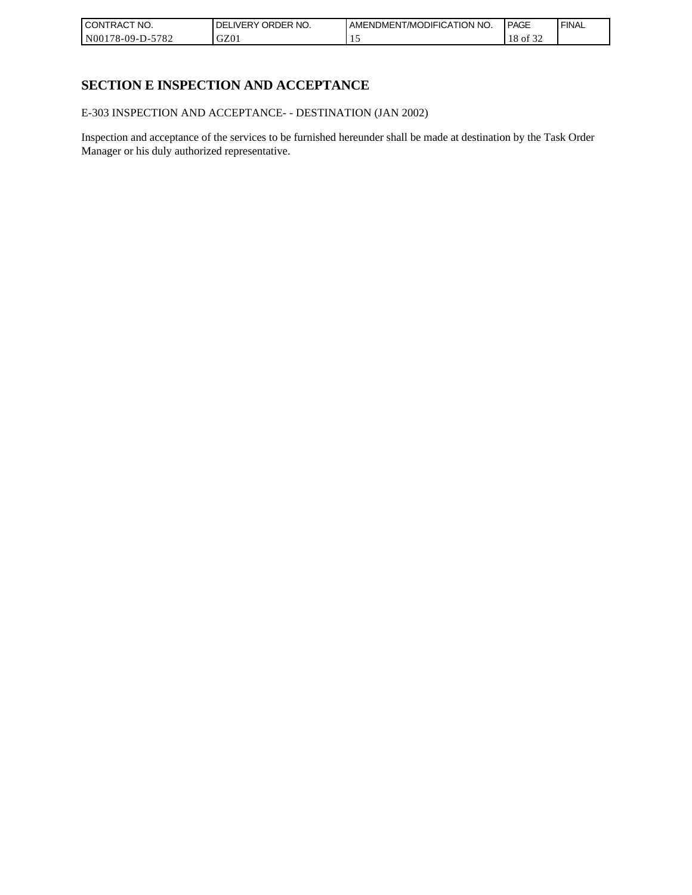# SECTION E INSPECTION AND ACCEPTANCE

E-303 INSPECTION AND ACCEPTANCE- - DESTINATION (JAN 2002)

Inspection and acceptance of the services to be furnished hereunder shall be made at destination by the Task Order Manager or his duly authorized representative.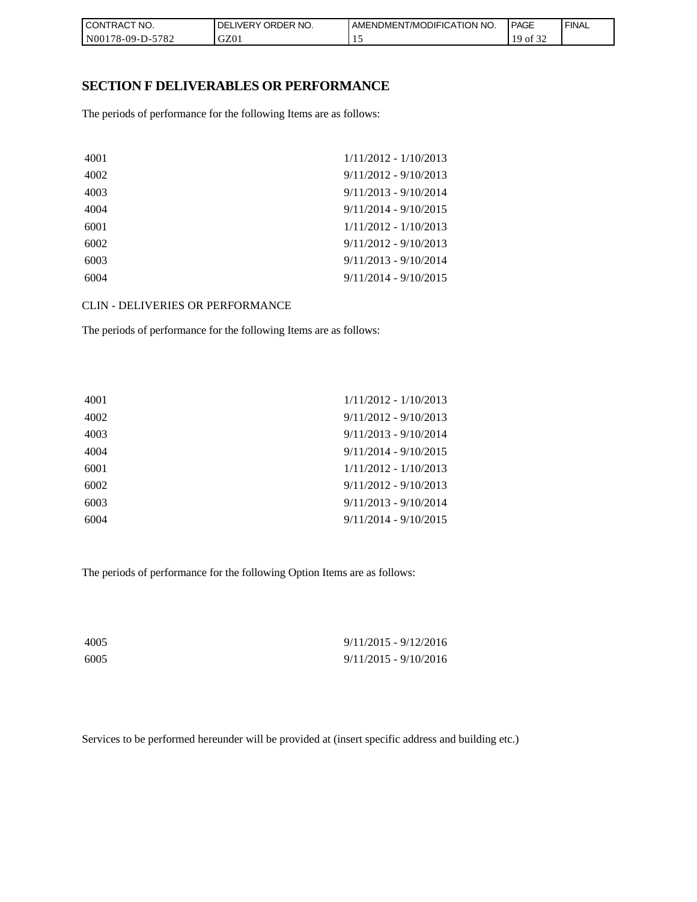## SECTION F DELIVERABLES OR PERFORMANCE

The periods of performance for the following Items are as follows:

| | |
|---|---|
| 4001 | 1/11/2012 - 1/10/2013 |
| 4002 | 9/11/2012 - 9/10/2013 |
| 4003 | 9/11/2013 - 9/10/2014 |
| 4004 | 9/11/2014 - 9/10/2015 |
| 6001 | 1/11/2012 - 1/10/2013 |
| 6002 | 9/11/2012 - 9/10/2013 |
| 6003 | 9/11/2013 - 9/10/2014 |
| 6004 | 9/11/2014 - 9/10/2015 |

CLIN - DELIVERIES OR PERFORMANCE

The periods of performance for the following Items are as follows:

| | |
|---|---|
| 4001 | 1/11/2012 - 1/10/2013 |
| 4002 | 9/11/2012 - 9/10/2013 |
| 4003 | 9/11/2013 - 9/10/2014 |
| 4004 | 9/11/2014 - 9/10/2015 |
| 6001 | 1/11/2012 - 1/10/2013 |
| 6002 | 9/11/2012 - 9/10/2013 |
| 6003 | 9/11/2013 - 9/10/2014 |
| 6004 | 9/11/2014 - 9/10/2015 |

The periods of performance for the following Option Items are as follows:

| | |
|---|---|
| 4005 | 9/11/2015 - 9/12/2016 |
| 6005 | 9/11/2015 - 9/10/2016 |

Services to be performed hereunder will be provided at (insert specific address and building etc.)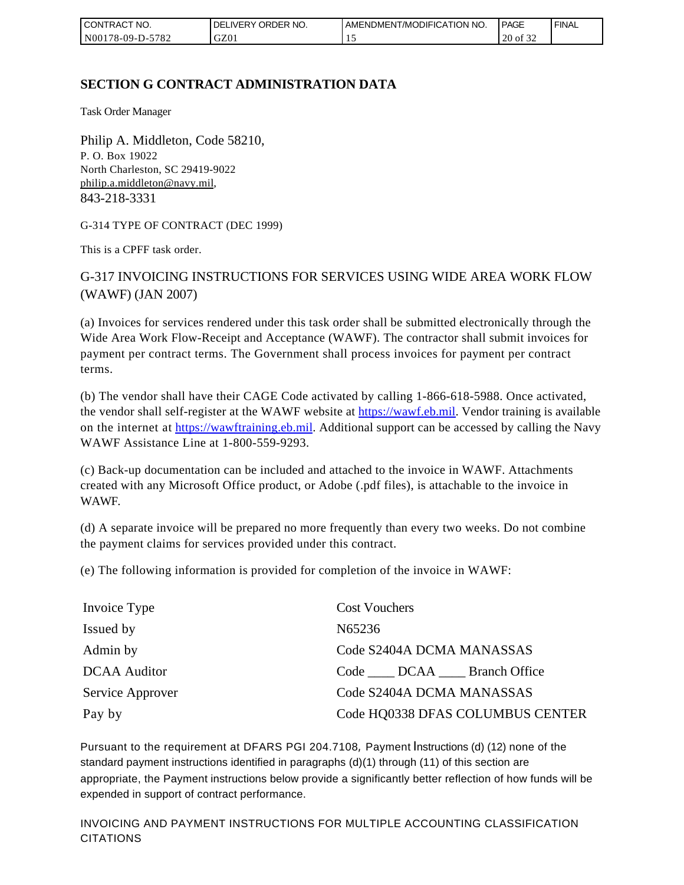## SECTION G CONTRACT ADMINISTRATION DATA

Task Order Manager

Philip A. Middleton, Code 58210,
P. O. Box 19022
North Charleston, SC 29419-9022
philip.a.middleton@navy.mil,
843-218-3331

G-314 TYPE OF CONTRACT (DEC 1999)

This is a CPFF task order.

G-317 INVOICING INSTRUCTIONS FOR SERVICES USING WIDE AREA WORK FLOW (WAWF) (JAN 2007)

(a) Invoices for services rendered under this task order shall be submitted electronically through the Wide Area Work Flow-Receipt and Acceptance (WAWF). The contractor shall submit invoices for payment per contract terms. The Government shall process invoices for payment per contract terms.

(b) The vendor shall have their CAGE Code activated by calling 1-866-618-5988. Once activated, the vendor shall self-register at the WAWF website at https://wawf.eb.mil. Vendor training is available on the internet at https://wawftraining.eb.mil. Additional support can be accessed by calling the Navy WAWF Assistance Line at 1-800-559-9293.

(c) Back-up documentation can be included and attached to the invoice in WAWF. Attachments created with any Microsoft Office product, or Adobe (.pdf files), is attachable to the invoice in WAWF.

(d) A separate invoice will be prepared no more frequently than every two weeks. Do not combine the payment claims for services provided under this contract.

(e) The following information is provided for completion of the invoice in WAWF:

| | |
|---|---|
| Invoice Type | Cost Vouchers |
| Issued by | N65236 |
| Admin by | Code S2404A DCMA MANASSAS |
| DCAA Auditor | Code ____ DCAA ____ Branch Office |
| Service Approver | Code S2404A DCMA MANASSAS |
| Pay by | Code HQ0338 DFAS COLUMBUS CENTER |

Pursuant to the requirement at DFARS PGI 204.7108, Payment Instructions (d) (12) none of the standard payment instructions identified in paragraphs (d)(1) through (11) of this section are appropriate, the Payment instructions below provide a significantly better reflection of how funds will be expended in support of contract performance.

INVOICING AND PAYMENT INSTRUCTIONS FOR MULTIPLE ACCOUNTING CLASSIFICATION CITATIONS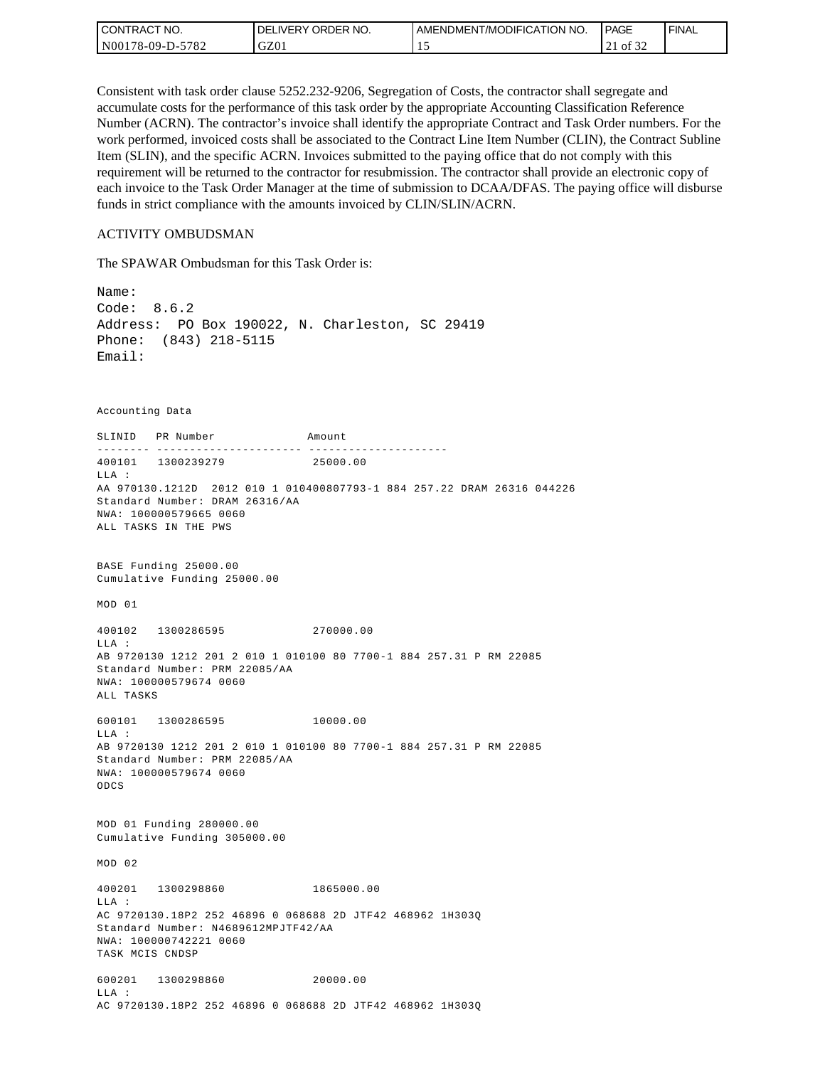Consistent with task order clause 5252.232-9206, Segregation of Costs, the contractor shall segregate and accumulate costs for the performance of this task order by the appropriate Accounting Classification Reference Number (ACRN). The contractor's invoice shall identify the appropriate Contract and Task Order numbers. For the work performed, invoiced costs shall be associated to the Contract Line Item Number (CLIN), the Contract Subline Item (SLIN), and the specific ACRN. Invoices submitted to the paying office that do not comply with this requirement will be returned to the contractor for resubmission. The contractor shall provide an electronic copy of each invoice to the Task Order Manager at the time of submission to DCAA/DFAS. The paying office will disburse funds in strict compliance with the amounts invoiced by CLIN/SLIN/ACRN.

ACTIVITY OMBUDSMAN

The SPAWAR Ombudsman for this Task Order is:

```
Name:
Code:  8.6.2
Address:  PO Box 190022, N. Charleston, SC 29419
Phone:  (843) 218-5115
Email:
```

```
Accounting Data

SLINID   PR Number              Amount
-------- ---------------------- ---------------------
400101   1300239279              25000.00
LLA :
AA 970130.1212D  2012 010 1 010400807793-1 884 257.22 DRAM 26316 044226
Standard Number: DRAM 26316/AA
NWA: 100000579665 0060
ALL TASKS IN THE PWS


BASE Funding 25000.00
Cumulative Funding 25000.00

MOD 01

400102   1300286595              270000.00
LLA :
AB 9720130 1212 201 2 010 1 010100 80 7700-1 884 257.31 P RM 22085
Standard Number: PRM 22085/AA
NWA: 100000579674 0060
ALL TASKS

600101   1300286595              10000.00
LLA :
AB 9720130 1212 201 2 010 1 010100 80 7700-1 884 257.31 P RM 22085
Standard Number: PRM 22085/AA
NWA: 100000579674 0060
ODCS


MOD 01 Funding 280000.00
Cumulative Funding 305000.00

MOD 02

400201   1300298860              1865000.00
LLA :
AC 9720130.18P2 252 46896 0 068688 2D JTF42 468962 1H303Q
Standard Number: N4689612MPJTF42/AA
NWA: 100000742221 0060
TASK MCIS CNDSP

600201   1300298860              20000.00
LLA :
AC 9720130.18P2 252 46896 0 068688 2D JTF42 468962 1H303Q
```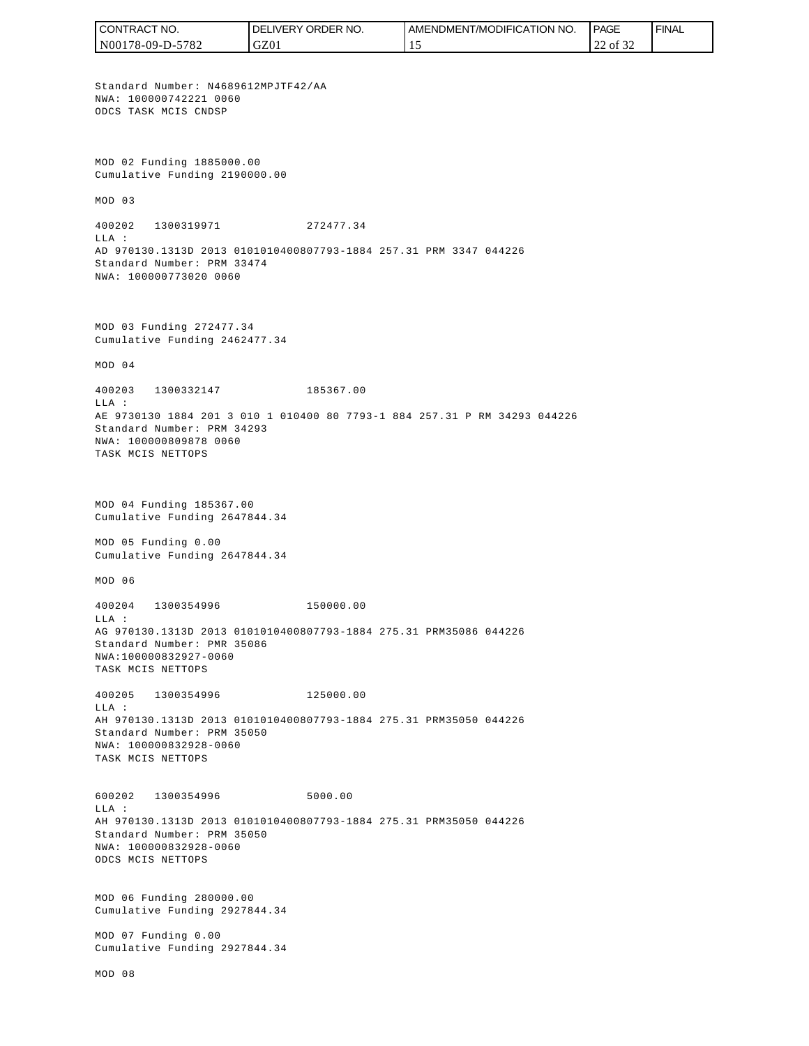Standard Number: N4689612MPJTF42/AA
NWA: 100000742221 0060
ODCS TASK MCIS CNDSP

MOD 02 Funding 1885000.00
Cumulative Funding 2190000.00

MOD 03

400202 1300319971 272477.34
LLA :
AD 970130.1313D 2013 0101010400807793-1884 257.31 PRM 3347 044226
Standard Number: PRM 33474
NWA: 100000773020 0060

MOD 03 Funding 272477.34
Cumulative Funding 2462477.34

MOD 04

400203 1300332147 185367.00
LLA :
AE 9730130 1884 201 3 010 1 010400 80 7793-1 884 257.31 P RM 34293 044226
Standard Number: PRM 34293
NWA: 100000809878 0060
TASK MCIS NETTOPS

MOD 04 Funding 185367.00
Cumulative Funding 2647844.34

MOD 05 Funding 0.00
Cumulative Funding 2647844.34

MOD 06

400204 1300354996 150000.00
LLA :
AG 970130.1313D 2013 0101010400807793-1884 275.31 PRM35086 044226
Standard Number: PMR 35086
NWA:100000832927-0060
TASK MCIS NETTOPS

400205 1300354996 125000.00
LLA :
AH 970130.1313D 2013 0101010400807793-1884 275.31 PRM35050 044226
Standard Number: PRM 35050
NWA: 100000832928-0060
TASK MCIS NETTOPS

600202 1300354996 5000.00
LLA :
AH 970130.1313D 2013 0101010400807793-1884 275.31 PRM35050 044226
Standard Number: PRM 35050
NWA: 100000832928-0060
ODCS MCIS NETTOPS

MOD 06 Funding 280000.00
Cumulative Funding 2927844.34

MOD 07 Funding 0.00
Cumulative Funding 2927844.34

MOD 08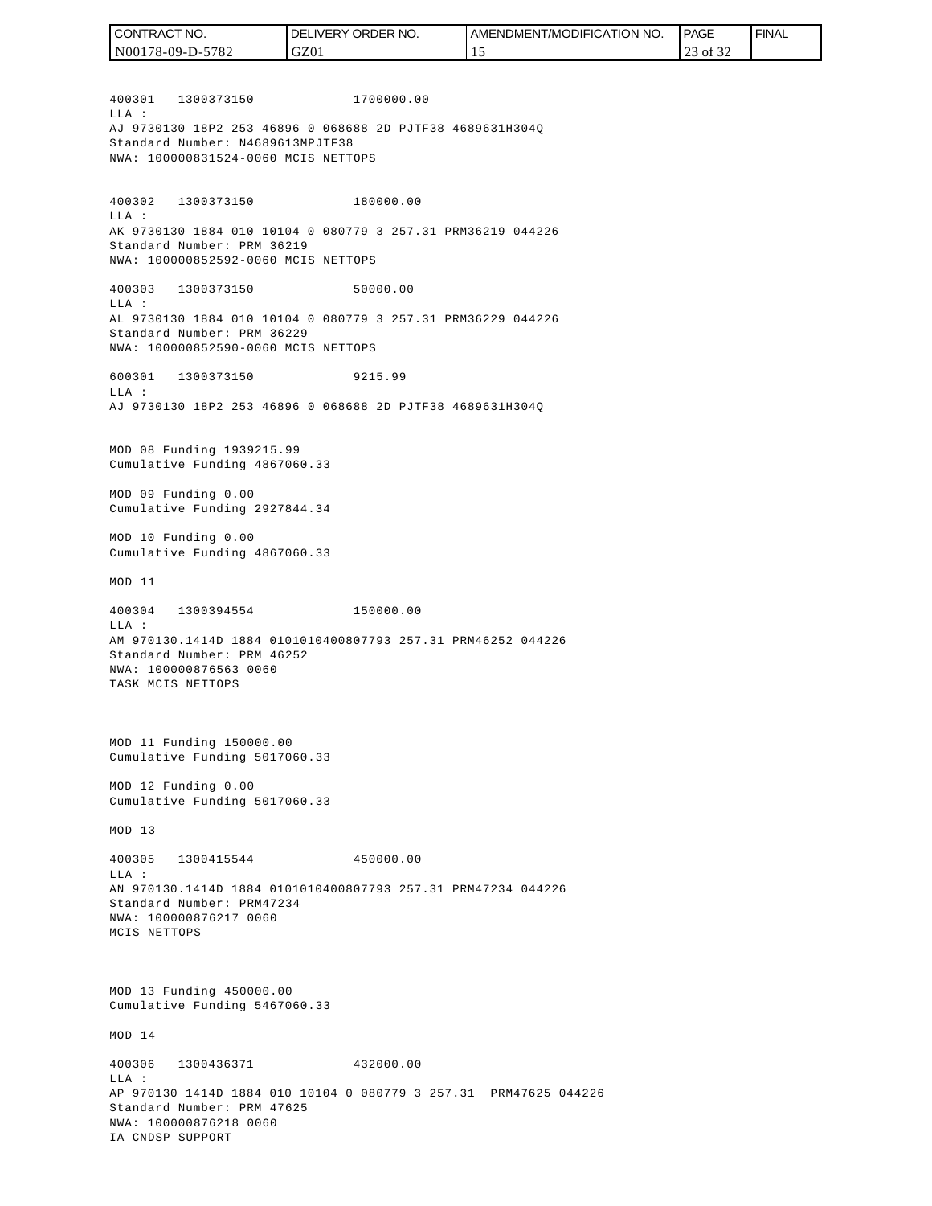400301 1300373150 1700000.00
LLA :
AJ 9730130 18P2 253 46896 0 068688 2D PJTF38 4689631H304Q
Standard Number: N4689613MPJTF38
NWA: 100000831524-0060 MCIS NETTOPS

400302 1300373150 180000.00
LLA :
AK 9730130 1884 010 10104 0 080779 3 257.31 PRM36219 044226
Standard Number: PRM 36219
NWA: 100000852592-0060 MCIS NETTOPS

400303 1300373150 50000.00
LLA :
AL 9730130 1884 010 10104 0 080779 3 257.31 PRM36229 044226
Standard Number: PRM 36229
NWA: 100000852590-0060 MCIS NETTOPS

600301 1300373150 9215.99
LLA :
AJ 9730130 18P2 253 46896 0 068688 2D PJTF38 4689631H304Q

MOD 08 Funding 1939215.99
Cumulative Funding 4867060.33

MOD 09 Funding 0.00
Cumulative Funding 2927844.34

MOD 10 Funding 0.00
Cumulative Funding 4867060.33

MOD 11

400304 1300394554 150000.00
LLA :
AM 970130.1414D 1884 0101010400807793 257.31 PRM46252 044226
Standard Number: PRM 46252
NWA: 100000876563 0060
TASK MCIS NETTOPS

MOD 11 Funding 150000.00
Cumulative Funding 5017060.33

MOD 12 Funding 0.00
Cumulative Funding 5017060.33

MOD 13

400305 1300415544 450000.00
LLA :
AN 970130.1414D 1884 0101010400807793 257.31 PRM47234 044226
Standard Number: PRM47234
NWA: 100000876217 0060
MCIS NETTOPS

MOD 13 Funding 450000.00
Cumulative Funding 5467060.33

MOD 14

400306 1300436371 432000.00
LLA :
AP 970130 1414D 1884 010 10104 0 080779 3 257.31 PRM47625 044226
Standard Number: PRM 47625
NWA: 100000876218 0060
IA CNDSP SUPPORT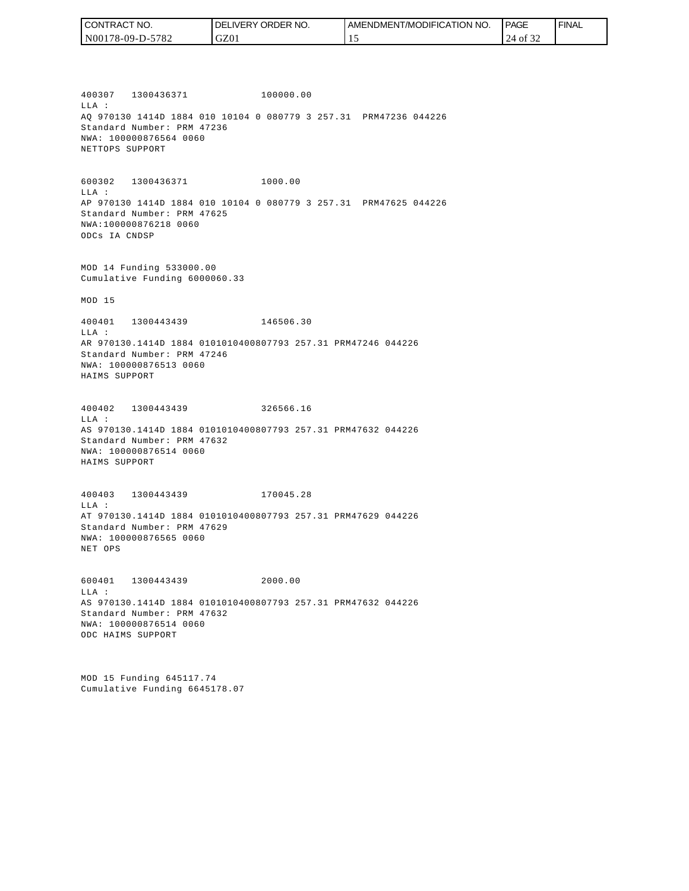400307 1300436371 100000.00
LLA :
AQ 970130 1414D 1884 010 10104 0 080779 3 257.31 PRM47236 044226
Standard Number: PRM 47236
NWA: 100000876564 0060
NETTOPS SUPPORT

600302 1300436371 1000.00
LLA :
AP 970130 1414D 1884 010 10104 0 080779 3 257.31 PRM47625 044226
Standard Number: PRM 47625
NWA:100000876218 0060
ODCs IA CNDSP

MOD 14 Funding 533000.00
Cumulative Funding 6000060.33

MOD 15

400401 1300443439 146506.30
LLA :
AR 970130.1414D 1884 0101010400807793 257.31 PRM47246 044226
Standard Number: PRM 47246
NWA: 100000876513 0060
HAIMS SUPPORT

400402 1300443439 326566.16
LLA :
AS 970130.1414D 1884 0101010400807793 257.31 PRM47632 044226
Standard Number: PRM 47632
NWA: 100000876514 0060
HAIMS SUPPORT

400403 1300443439 170045.28
LLA :
AT 970130.1414D 1884 0101010400807793 257.31 PRM47629 044226
Standard Number: PRM 47629
NWA: 100000876565 0060
NET OPS

600401 1300443439 2000.00
LLA :
AS 970130.1414D 1884 0101010400807793 257.31 PRM47632 044226
Standard Number: PRM 47632
NWA: 100000876514 0060
ODC HAIMS SUPPORT

MOD 15 Funding 645117.74
Cumulative Funding 6645178.07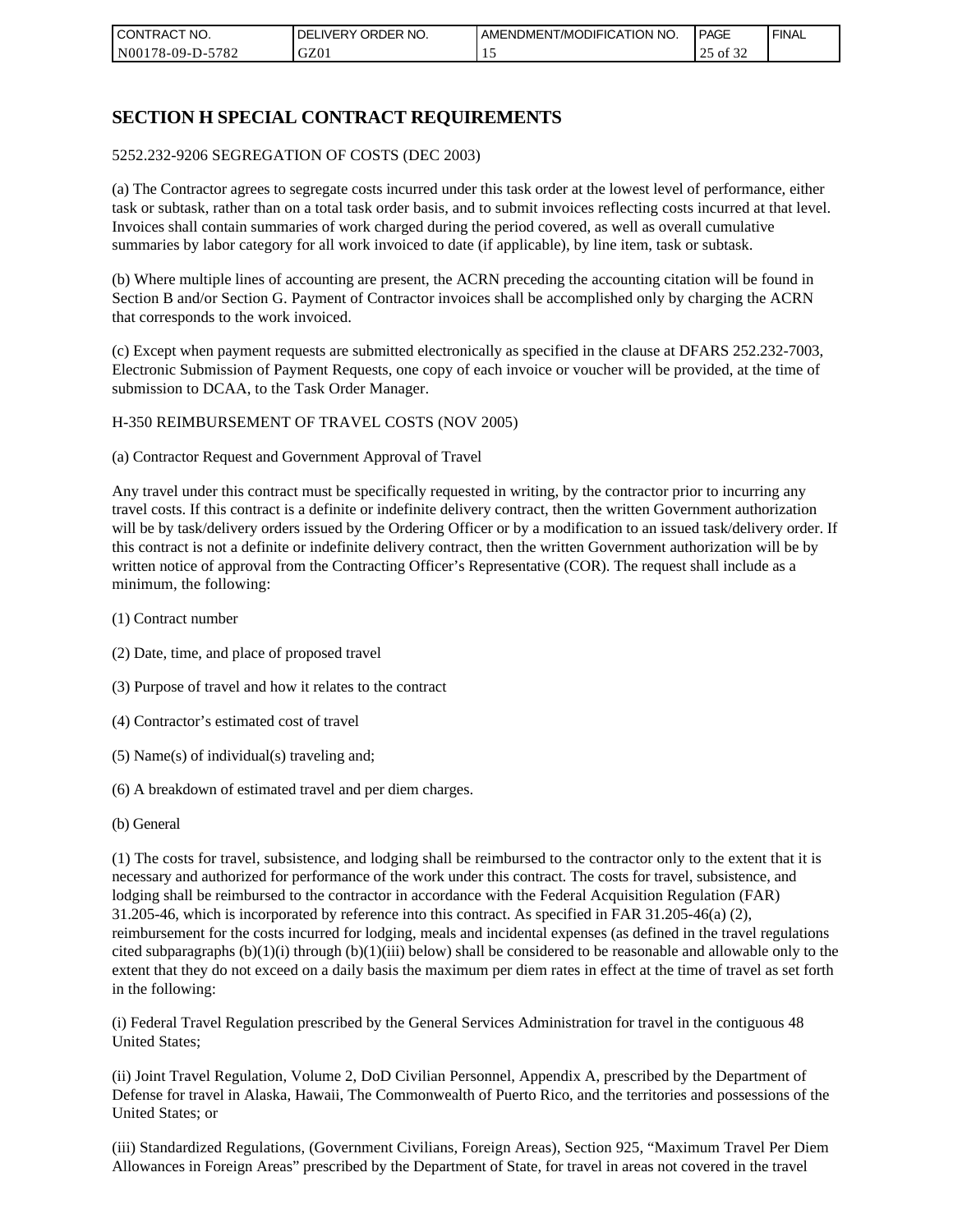# SECTION H SPECIAL CONTRACT REQUIREMENTS

5252.232-9206 SEGREGATION OF COSTS (DEC 2003)

(a) The Contractor agrees to segregate costs incurred under this task order at the lowest level of performance, either task or subtask, rather than on a total task order basis, and to submit invoices reflecting costs incurred at that level. Invoices shall contain summaries of work charged during the period covered, as well as overall cumulative summaries by labor category for all work invoiced to date (if applicable), by line item, task or subtask.

(b) Where multiple lines of accounting are present, the ACRN preceding the accounting citation will be found in Section B and/or Section G. Payment of Contractor invoices shall be accomplished only by charging the ACRN that corresponds to the work invoiced.

(c) Except when payment requests are submitted electronically as specified in the clause at DFARS 252.232-7003, Electronic Submission of Payment Requests, one copy of each invoice or voucher will be provided, at the time of submission to DCAA, to the Task Order Manager.

H-350 REIMBURSEMENT OF TRAVEL COSTS (NOV 2005)

(a) Contractor Request and Government Approval of Travel

Any travel under this contract must be specifically requested in writing, by the contractor prior to incurring any travel costs. If this contract is a definite or indefinite delivery contract, then the written Government authorization will be by task/delivery orders issued by the Ordering Officer or by a modification to an issued task/delivery order. If this contract is not a definite or indefinite delivery contract, then the written Government authorization will be by written notice of approval from the Contracting Officer's Representative (COR). The request shall include as a minimum, the following:

(1) Contract number

(2) Date, time, and place of proposed travel

(3) Purpose of travel and how it relates to the contract

(4) Contractor's estimated cost of travel

(5) Name(s) of individual(s) traveling and;

(6) A breakdown of estimated travel and per diem charges.

(b) General

(1) The costs for travel, subsistence, and lodging shall be reimbursed to the contractor only to the extent that it is necessary and authorized for performance of the work under this contract. The costs for travel, subsistence, and lodging shall be reimbursed to the contractor in accordance with the Federal Acquisition Regulation (FAR) 31.205-46, which is incorporated by reference into this contract. As specified in FAR 31.205-46(a) (2), reimbursement for the costs incurred for lodging, meals and incidental expenses (as defined in the travel regulations cited subparagraphs (b)(1)(i) through (b)(1)(iii) below) shall be considered to be reasonable and allowable only to the extent that they do not exceed on a daily basis the maximum per diem rates in effect at the time of travel as set forth in the following:

(i) Federal Travel Regulation prescribed by the General Services Administration for travel in the contiguous 48 United States;

(ii) Joint Travel Regulation, Volume 2, DoD Civilian Personnel, Appendix A, prescribed by the Department of Defense for travel in Alaska, Hawaii, The Commonwealth of Puerto Rico, and the territories and possessions of the United States; or

(iii) Standardized Regulations, (Government Civilians, Foreign Areas), Section 925, "Maximum Travel Per Diem Allowances in Foreign Areas" prescribed by the Department of State, for travel in areas not covered in the travel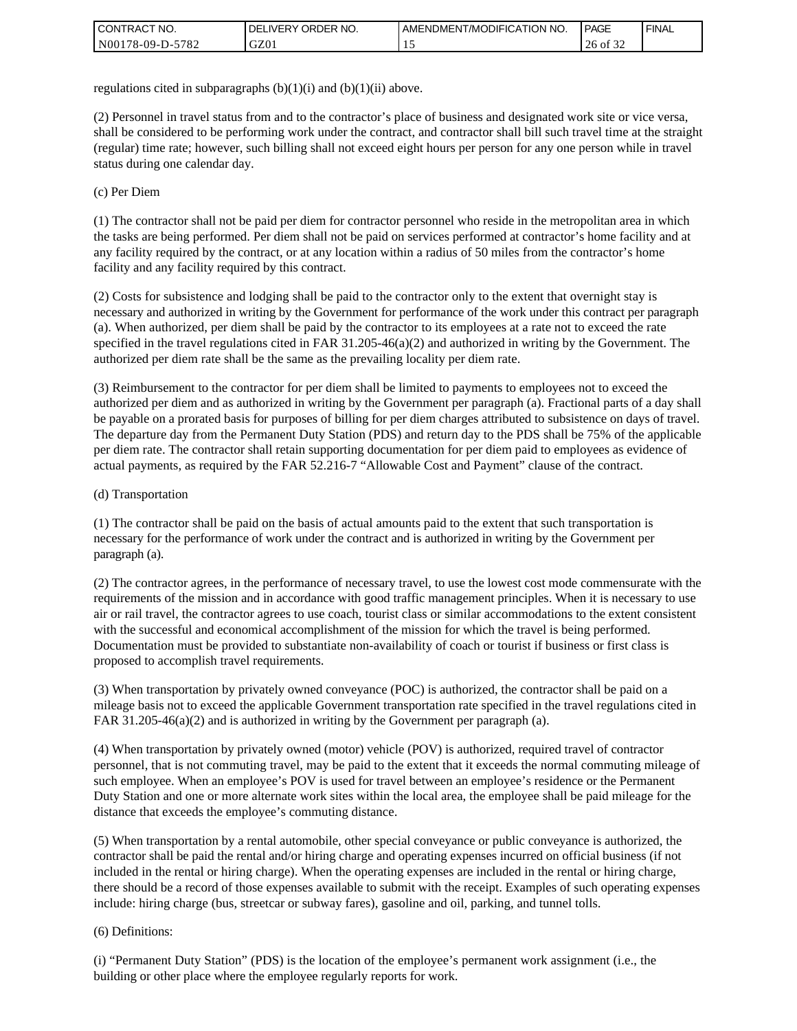regulations cited in subparagraphs (b)(1)(i) and (b)(1)(ii) above.

(2) Personnel in travel status from and to the contractor's place of business and designated work site or vice versa, shall be considered to be performing work under the contract, and contractor shall bill such travel time at the straight (regular) time rate; however, such billing shall not exceed eight hours per person for any one person while in travel status during one calendar day.

(c) Per Diem

(1) The contractor shall not be paid per diem for contractor personnel who reside in the metropolitan area in which the tasks are being performed. Per diem shall not be paid on services performed at contractor's home facility and at any facility required by the contract, or at any location within a radius of 50 miles from the contractor's home facility and any facility required by this contract.

(2) Costs for subsistence and lodging shall be paid to the contractor only to the extent that overnight stay is necessary and authorized in writing by the Government for performance of the work under this contract per paragraph (a). When authorized, per diem shall be paid by the contractor to its employees at a rate not to exceed the rate specified in the travel regulations cited in FAR 31.205-46(a)(2) and authorized in writing by the Government. The authorized per diem rate shall be the same as the prevailing locality per diem rate.

(3) Reimbursement to the contractor for per diem shall be limited to payments to employees not to exceed the authorized per diem and as authorized in writing by the Government per paragraph (a). Fractional parts of a day shall be payable on a prorated basis for purposes of billing for per diem charges attributed to subsistence on days of travel. The departure day from the Permanent Duty Station (PDS) and return day to the PDS shall be 75% of the applicable per diem rate. The contractor shall retain supporting documentation for per diem paid to employees as evidence of actual payments, as required by the FAR 52.216-7 "Allowable Cost and Payment" clause of the contract.

(d) Transportation

(1) The contractor shall be paid on the basis of actual amounts paid to the extent that such transportation is necessary for the performance of work under the contract and is authorized in writing by the Government per paragraph (a).

(2) The contractor agrees, in the performance of necessary travel, to use the lowest cost mode commensurate with the requirements of the mission and in accordance with good traffic management principles. When it is necessary to use air or rail travel, the contractor agrees to use coach, tourist class or similar accommodations to the extent consistent with the successful and economical accomplishment of the mission for which the travel is being performed. Documentation must be provided to substantiate non-availability of coach or tourist if business or first class is proposed to accomplish travel requirements.

(3) When transportation by privately owned conveyance (POC) is authorized, the contractor shall be paid on a mileage basis not to exceed the applicable Government transportation rate specified in the travel regulations cited in FAR 31.205-46(a)(2) and is authorized in writing by the Government per paragraph (a).

(4) When transportation by privately owned (motor) vehicle (POV) is authorized, required travel of contractor personnel, that is not commuting travel, may be paid to the extent that it exceeds the normal commuting mileage of such employee. When an employee's POV is used for travel between an employee's residence or the Permanent Duty Station and one or more alternate work sites within the local area, the employee shall be paid mileage for the distance that exceeds the employee's commuting distance.

(5) When transportation by a rental automobile, other special conveyance or public conveyance is authorized, the contractor shall be paid the rental and/or hiring charge and operating expenses incurred on official business (if not included in the rental or hiring charge). When the operating expenses are included in the rental or hiring charge, there should be a record of those expenses available to submit with the receipt. Examples of such operating expenses include: hiring charge (bus, streetcar or subway fares), gasoline and oil, parking, and tunnel tolls.

(6) Definitions:

(i) "Permanent Duty Station" (PDS) is the location of the employee's permanent work assignment (i.e., the building or other place where the employee regularly reports for work.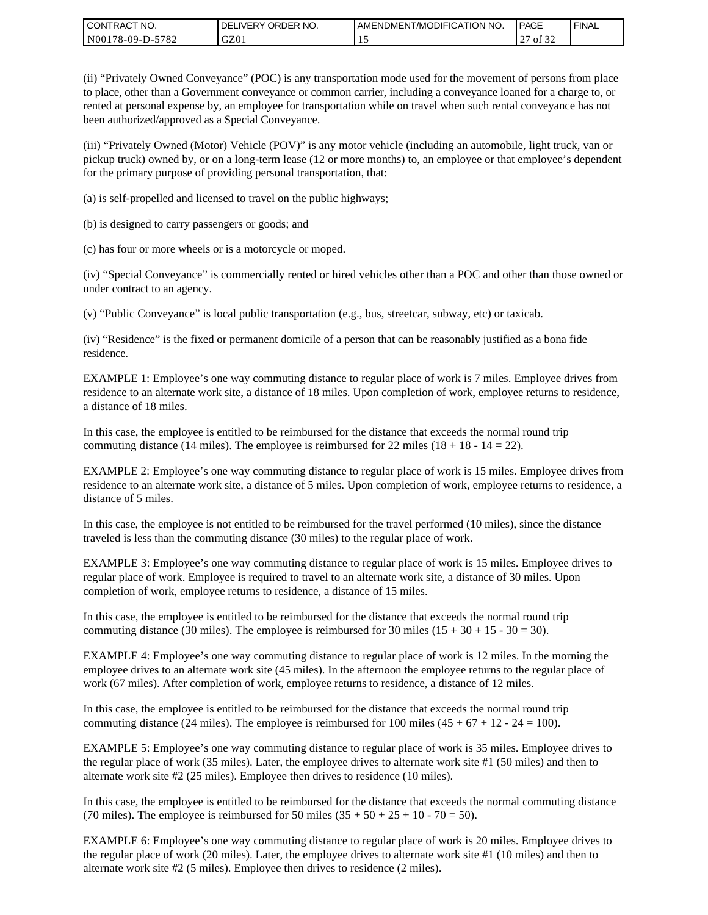(ii) “Privately Owned Conveyance” (POC) is any transportation mode used for the movement of persons from place to place, other than a Government conveyance or common carrier, including a conveyance loaned for a charge to, or rented at personal expense by, an employee for transportation while on travel when such rental conveyance has not been authorized/approved as a Special Conveyance.

(iii) “Privately Owned (Motor) Vehicle (POV)” is any motor vehicle (including an automobile, light truck, van or pickup truck) owned by, or on a long-term lease (12 or more months) to, an employee or that employee’s dependent for the primary purpose of providing personal transportation, that:

(a) is self-propelled and licensed to travel on the public highways;

(b) is designed to carry passengers or goods; and

(c) has four or more wheels or is a motorcycle or moped.

(iv) “Special Conveyance” is commercially rented or hired vehicles other than a POC and other than those owned or under contract to an agency.

(v) “Public Conveyance” is local public transportation (e.g., bus, streetcar, subway, etc) or taxicab.

(iv) “Residence” is the fixed or permanent domicile of a person that can be reasonably justified as a bona fide residence.

EXAMPLE 1: Employee’s one way commuting distance to regular place of work is 7 miles. Employee drives from residence to an alternate work site, a distance of 18 miles. Upon completion of work, employee returns to residence, a distance of 18 miles.

In this case, the employee is entitled to be reimbursed for the distance that exceeds the normal round trip commuting distance (14 miles). The employee is reimbursed for 22 miles (18 + 18 - 14 = 22).

EXAMPLE 2: Employee’s one way commuting distance to regular place of work is 15 miles. Employee drives from residence to an alternate work site, a distance of 5 miles. Upon completion of work, employee returns to residence, a distance of 5 miles.

In this case, the employee is not entitled to be reimbursed for the travel performed (10 miles), since the distance traveled is less than the commuting distance (30 miles) to the regular place of work.

EXAMPLE 3: Employee’s one way commuting distance to regular place of work is 15 miles. Employee drives to regular place of work. Employee is required to travel to an alternate work site, a distance of 30 miles. Upon completion of work, employee returns to residence, a distance of 15 miles.

In this case, the employee is entitled to be reimbursed for the distance that exceeds the normal round trip commuting distance (30 miles). The employee is reimbursed for 30 miles (15 + 30 + 15 - 30 = 30).

EXAMPLE 4: Employee’s one way commuting distance to regular place of work is 12 miles. In the morning the employee drives to an alternate work site (45 miles). In the afternoon the employee returns to the regular place of work (67 miles). After completion of work, employee returns to residence, a distance of 12 miles.

In this case, the employee is entitled to be reimbursed for the distance that exceeds the normal round trip commuting distance (24 miles). The employee is reimbursed for 100 miles (45 + 67 + 12 - 24 = 100).

EXAMPLE 5: Employee’s one way commuting distance to regular place of work is 35 miles. Employee drives to the regular place of work (35 miles). Later, the employee drives to alternate work site #1 (50 miles) and then to alternate work site #2 (25 miles). Employee then drives to residence (10 miles).

In this case, the employee is entitled to be reimbursed for the distance that exceeds the normal commuting distance (70 miles). The employee is reimbursed for 50 miles (35 + 50 + 25 + 10 - 70 = 50).

EXAMPLE 6: Employee’s one way commuting distance to regular place of work is 20 miles. Employee drives to the regular place of work (20 miles). Later, the employee drives to alternate work site #1 (10 miles) and then to alternate work site #2 (5 miles). Employee then drives to residence (2 miles).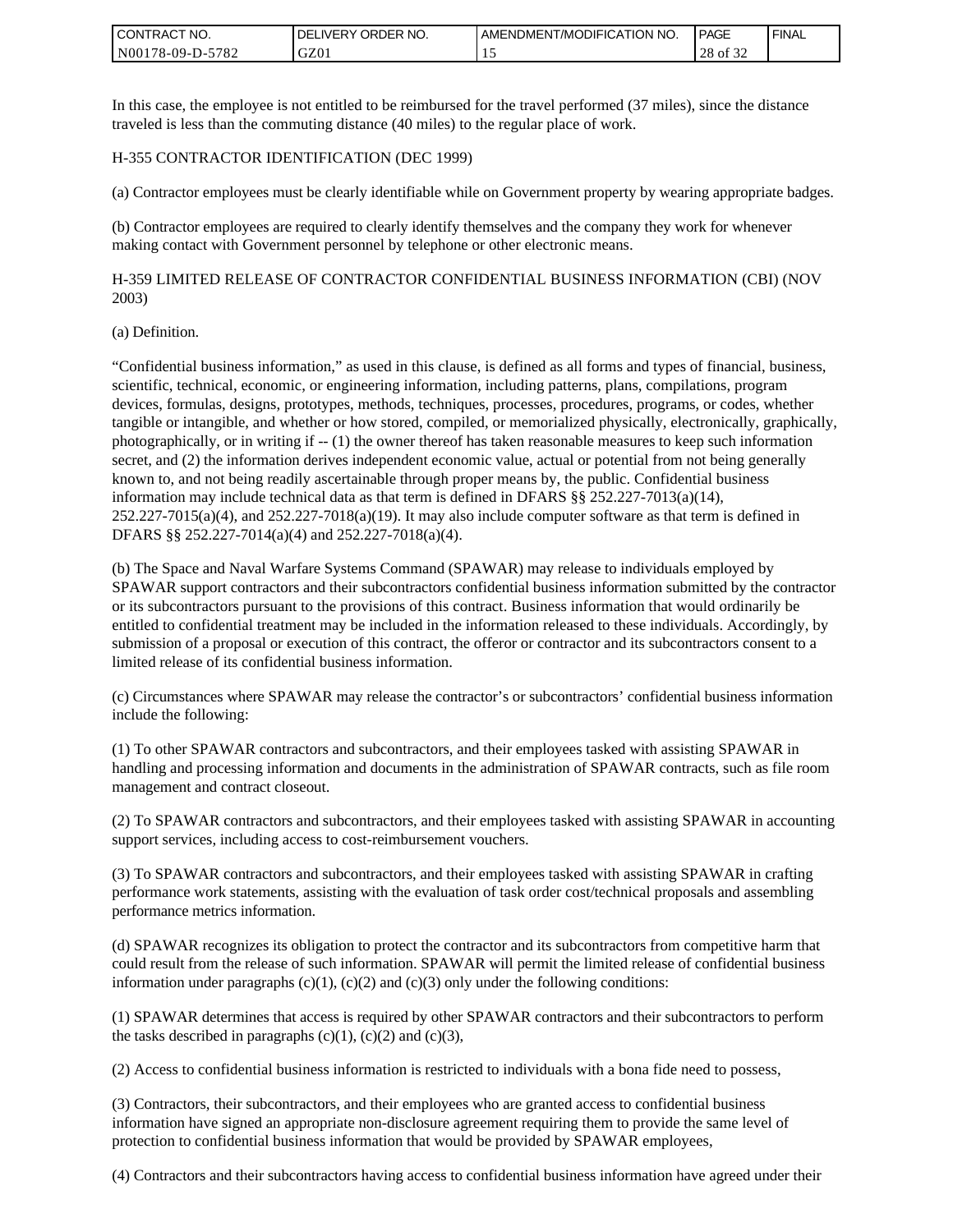In this case, the employee is not entitled to be reimbursed for the travel performed (37 miles), since the distance traveled is less than the commuting distance (40 miles) to the regular place of work.

H-355 CONTRACTOR IDENTIFICATION (DEC 1999)

(a) Contractor employees must be clearly identifiable while on Government property by wearing appropriate badges.

(b) Contractor employees are required to clearly identify themselves and the company they work for whenever making contact with Government personnel by telephone or other electronic means.

H-359 LIMITED RELEASE OF CONTRACTOR CONFIDENTIAL BUSINESS INFORMATION (CBI) (NOV 2003)

(a) Definition.

"Confidential business information," as used in this clause, is defined as all forms and types of financial, business, scientific, technical, economic, or engineering information, including patterns, plans, compilations, program devices, formulas, designs, prototypes, methods, techniques, processes, procedures, programs, or codes, whether tangible or intangible, and whether or how stored, compiled, or memorialized physically, electronically, graphically, photographically, or in writing if -- (1) the owner thereof has taken reasonable measures to keep such information secret, and (2) the information derives independent economic value, actual or potential from not being generally known to, and not being readily ascertainable through proper means by, the public. Confidential business information may include technical data as that term is defined in DFARS §§ 252.227-7013(a)(14), 252.227-7015(a)(4), and 252.227-7018(a)(19). It may also include computer software as that term is defined in DFARS §§ 252.227-7014(a)(4) and 252.227-7018(a)(4).

(b) The Space and Naval Warfare Systems Command (SPAWAR) may release to individuals employed by SPAWAR support contractors and their subcontractors confidential business information submitted by the contractor or its subcontractors pursuant to the provisions of this contract. Business information that would ordinarily be entitled to confidential treatment may be included in the information released to these individuals. Accordingly, by submission of a proposal or execution of this contract, the offeror or contractor and its subcontractors consent to a limited release of its confidential business information.

(c) Circumstances where SPAWAR may release the contractor's or subcontractors' confidential business information include the following:

(1) To other SPAWAR contractors and subcontractors, and their employees tasked with assisting SPAWAR in handling and processing information and documents in the administration of SPAWAR contracts, such as file room management and contract closeout.

(2) To SPAWAR contractors and subcontractors, and their employees tasked with assisting SPAWAR in accounting support services, including access to cost-reimbursement vouchers.

(3) To SPAWAR contractors and subcontractors, and their employees tasked with assisting SPAWAR in crafting performance work statements, assisting with the evaluation of task order cost/technical proposals and assembling performance metrics information.

(d) SPAWAR recognizes its obligation to protect the contractor and its subcontractors from competitive harm that could result from the release of such information. SPAWAR will permit the limited release of confidential business information under paragraphs (c)(1), (c)(2) and (c)(3) only under the following conditions:

(1) SPAWAR determines that access is required by other SPAWAR contractors and their subcontractors to perform the tasks described in paragraphs (c)(1), (c)(2) and (c)(3),

(2) Access to confidential business information is restricted to individuals with a bona fide need to possess,

(3) Contractors, their subcontractors, and their employees who are granted access to confidential business information have signed an appropriate non-disclosure agreement requiring them to provide the same level of protection to confidential business information that would be provided by SPAWAR employees,

(4) Contractors and their subcontractors having access to confidential business information have agreed under their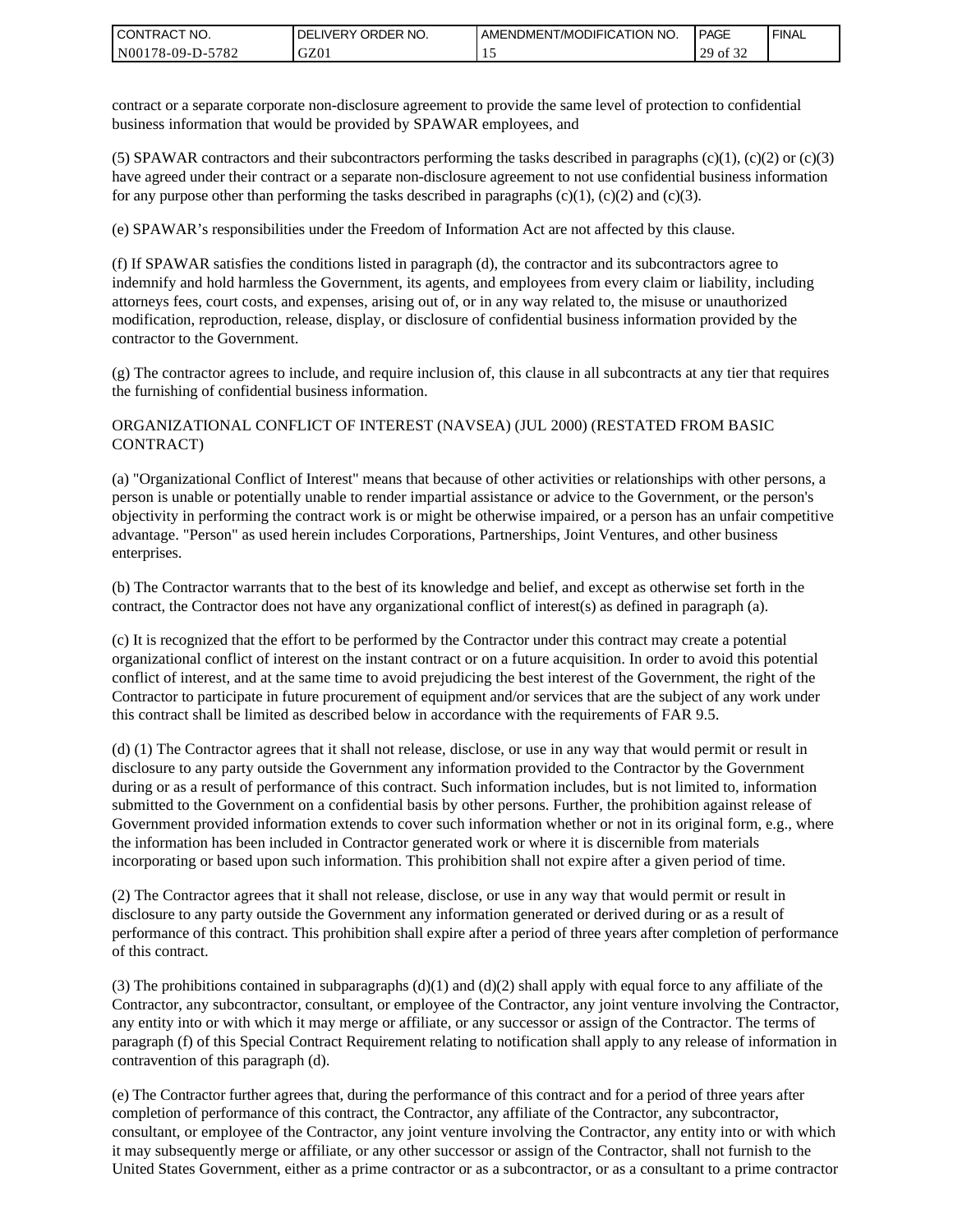contract or a separate corporate non-disclosure agreement to provide the same level of protection to confidential business information that would be provided by SPAWAR employees, and

(5) SPAWAR contractors and their subcontractors performing the tasks described in paragraphs (c)(1), (c)(2) or (c)(3) have agreed under their contract or a separate non-disclosure agreement to not use confidential business information for any purpose other than performing the tasks described in paragraphs (c)(1), (c)(2) and (c)(3).

(e) SPAWAR's responsibilities under the Freedom of Information Act are not affected by this clause.

(f) If SPAWAR satisfies the conditions listed in paragraph (d), the contractor and its subcontractors agree to indemnify and hold harmless the Government, its agents, and employees from every claim or liability, including attorneys fees, court costs, and expenses, arising out of, or in any way related to, the misuse or unauthorized modification, reproduction, release, display, or disclosure of confidential business information provided by the contractor to the Government.

(g) The contractor agrees to include, and require inclusion of, this clause in all subcontracts at any tier that requires the furnishing of confidential business information.

ORGANIZATIONAL CONFLICT OF INTEREST (NAVSEA) (JUL 2000) (RESTATED FROM BASIC CONTRACT)

(a) "Organizational Conflict of Interest" means that because of other activities or relationships with other persons, a person is unable or potentially unable to render impartial assistance or advice to the Government, or the person's objectivity in performing the contract work is or might be otherwise impaired, or a person has an unfair competitive advantage. "Person" as used herein includes Corporations, Partnerships, Joint Ventures, and other business enterprises.

(b) The Contractor warrants that to the best of its knowledge and belief, and except as otherwise set forth in the contract, the Contractor does not have any organizational conflict of interest(s) as defined in paragraph (a).

(c) It is recognized that the effort to be performed by the Contractor under this contract may create a potential organizational conflict of interest on the instant contract or on a future acquisition. In order to avoid this potential conflict of interest, and at the same time to avoid prejudicing the best interest of the Government, the right of the Contractor to participate in future procurement of equipment and/or services that are the subject of any work under this contract shall be limited as described below in accordance with the requirements of FAR 9.5.

(d) (1) The Contractor agrees that it shall not release, disclose, or use in any way that would permit or result in disclosure to any party outside the Government any information provided to the Contractor by the Government during or as a result of performance of this contract. Such information includes, but is not limited to, information submitted to the Government on a confidential basis by other persons. Further, the prohibition against release of Government provided information extends to cover such information whether or not in its original form, e.g., where the information has been included in Contractor generated work or where it is discernible from materials incorporating or based upon such information. This prohibition shall not expire after a given period of time.

(2) The Contractor agrees that it shall not release, disclose, or use in any way that would permit or result in disclosure to any party outside the Government any information generated or derived during or as a result of performance of this contract. This prohibition shall expire after a period of three years after completion of performance of this contract.

(3) The prohibitions contained in subparagraphs (d)(1) and (d)(2) shall apply with equal force to any affiliate of the Contractor, any subcontractor, consultant, or employee of the Contractor, any joint venture involving the Contractor, any entity into or with which it may merge or affiliate, or any successor or assign of the Contractor. The terms of paragraph (f) of this Special Contract Requirement relating to notification shall apply to any release of information in contravention of this paragraph (d).

(e) The Contractor further agrees that, during the performance of this contract and for a period of three years after completion of performance of this contract, the Contractor, any affiliate of the Contractor, any subcontractor, consultant, or employee of the Contractor, any joint venture involving the Contractor, any entity into or with which it may subsequently merge or affiliate, or any other successor or assign of the Contractor, shall not furnish to the United States Government, either as a prime contractor or as a subcontractor, or as a consultant to a prime contractor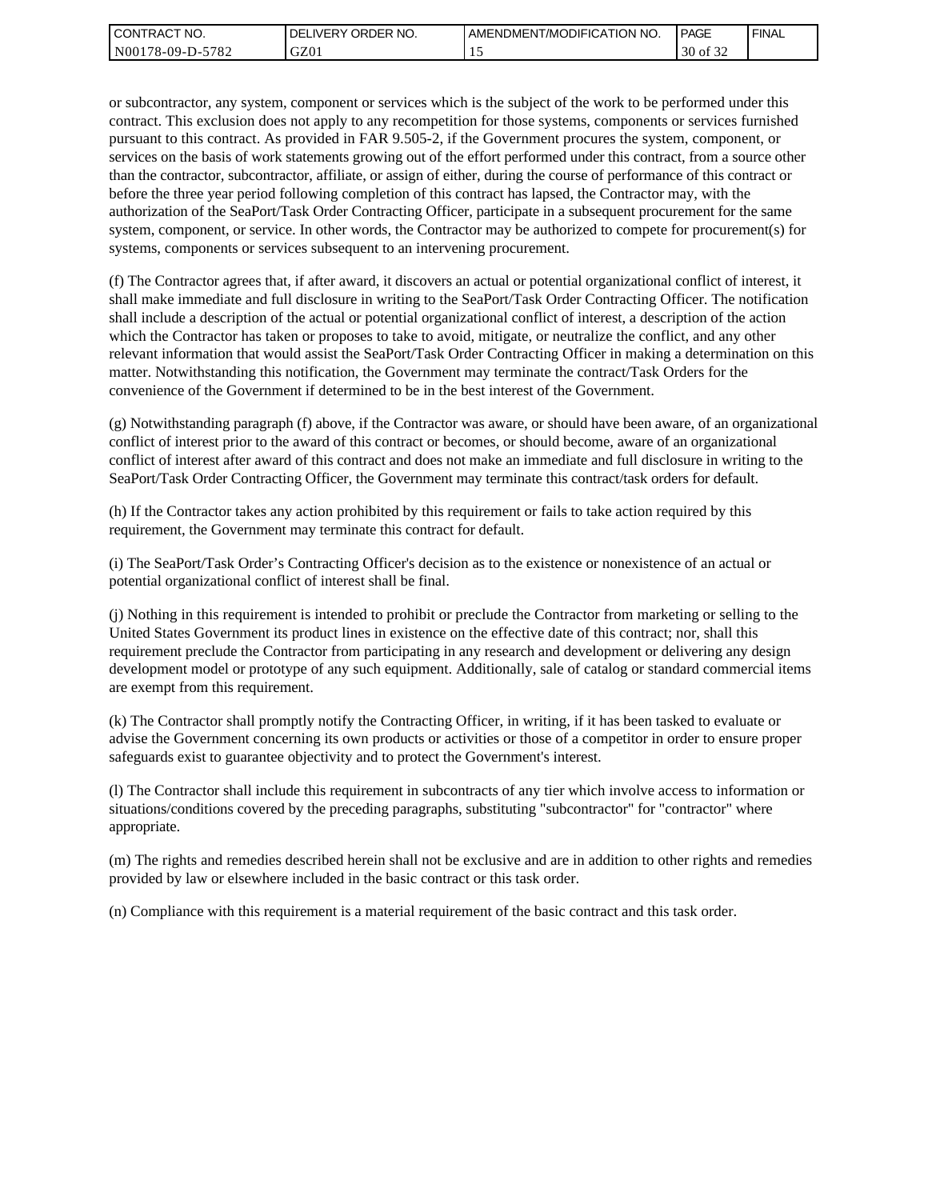or subcontractor, any system, component or services which is the subject of the work to be performed under this contract. This exclusion does not apply to any recompetition for those systems, components or services furnished pursuant to this contract. As provided in FAR 9.505-2, if the Government procures the system, component, or services on the basis of work statements growing out of the effort performed under this contract, from a source other than the contractor, subcontractor, affiliate, or assign of either, during the course of performance of this contract or before the three year period following completion of this contract has lapsed, the Contractor may, with the authorization of the SeaPort/Task Order Contracting Officer, participate in a subsequent procurement for the same system, component, or service. In other words, the Contractor may be authorized to compete for procurement(s) for systems, components or services subsequent to an intervening procurement.

(f) The Contractor agrees that, if after award, it discovers an actual or potential organizational conflict of interest, it shall make immediate and full disclosure in writing to the SeaPort/Task Order Contracting Officer. The notification shall include a description of the actual or potential organizational conflict of interest, a description of the action which the Contractor has taken or proposes to take to avoid, mitigate, or neutralize the conflict, and any other relevant information that would assist the SeaPort/Task Order Contracting Officer in making a determination on this matter. Notwithstanding this notification, the Government may terminate the contract/Task Orders for the convenience of the Government if determined to be in the best interest of the Government.

(g) Notwithstanding paragraph (f) above, if the Contractor was aware, or should have been aware, of an organizational conflict of interest prior to the award of this contract or becomes, or should become, aware of an organizational conflict of interest after award of this contract and does not make an immediate and full disclosure in writing to the SeaPort/Task Order Contracting Officer, the Government may terminate this contract/task orders for default.

(h) If the Contractor takes any action prohibited by this requirement or fails to take action required by this requirement, the Government may terminate this contract for default.

(i) The SeaPort/Task Order's Contracting Officer's decision as to the existence or nonexistence of an actual or potential organizational conflict of interest shall be final.

(j) Nothing in this requirement is intended to prohibit or preclude the Contractor from marketing or selling to the United States Government its product lines in existence on the effective date of this contract; nor, shall this requirement preclude the Contractor from participating in any research and development or delivering any design development model or prototype of any such equipment. Additionally, sale of catalog or standard commercial items are exempt from this requirement.

(k) The Contractor shall promptly notify the Contracting Officer, in writing, if it has been tasked to evaluate or advise the Government concerning its own products or activities or those of a competitor in order to ensure proper safeguards exist to guarantee objectivity and to protect the Government's interest.

(l) The Contractor shall include this requirement in subcontracts of any tier which involve access to information or situations/conditions covered by the preceding paragraphs, substituting "subcontractor" for "contractor" where appropriate.

(m) The rights and remedies described herein shall not be exclusive and are in addition to other rights and remedies provided by law or elsewhere included in the basic contract or this task order.

(n) Compliance with this requirement is a material requirement of the basic contract and this task order.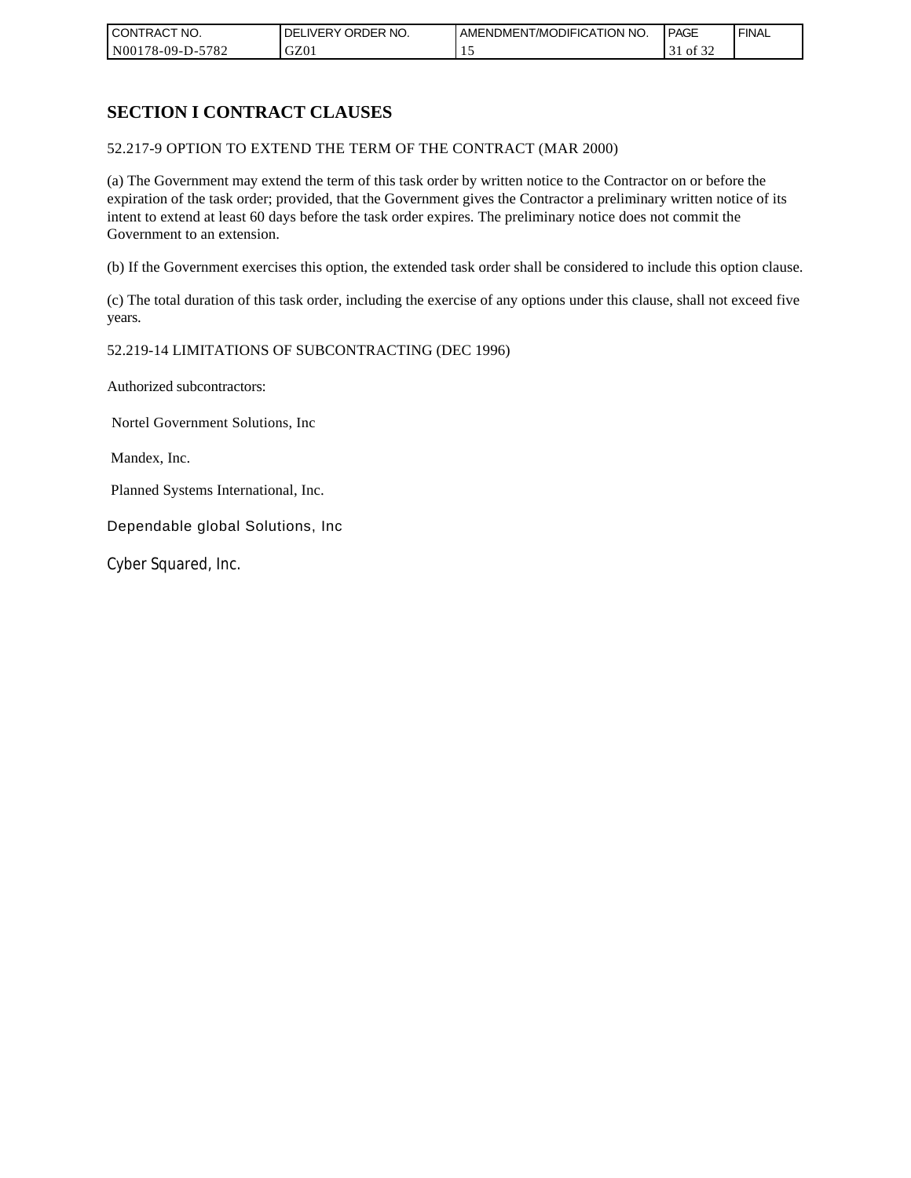## SECTION I CONTRACT CLAUSES

52.217-9 OPTION TO EXTEND THE TERM OF THE CONTRACT (MAR 2000)

(a) The Government may extend the term of this task order by written notice to the Contractor on or before the expiration of the task order; provided, that the Government gives the Contractor a preliminary written notice of its intent to extend at least 60 days before the task order expires. The preliminary notice does not commit the Government to an extension.

(b) If the Government exercises this option, the extended task order shall be considered to include this option clause.

(c) The total duration of this task order, including the exercise of any options under this clause, shall not exceed five years.

52.219-14 LIMITATIONS OF SUBCONTRACTING (DEC 1996)

Authorized subcontractors:

Nortel Government Solutions, Inc

Mandex, Inc.

Planned Systems International, Inc.

Dependable global Solutions, Inc

Cyber Squared, Inc.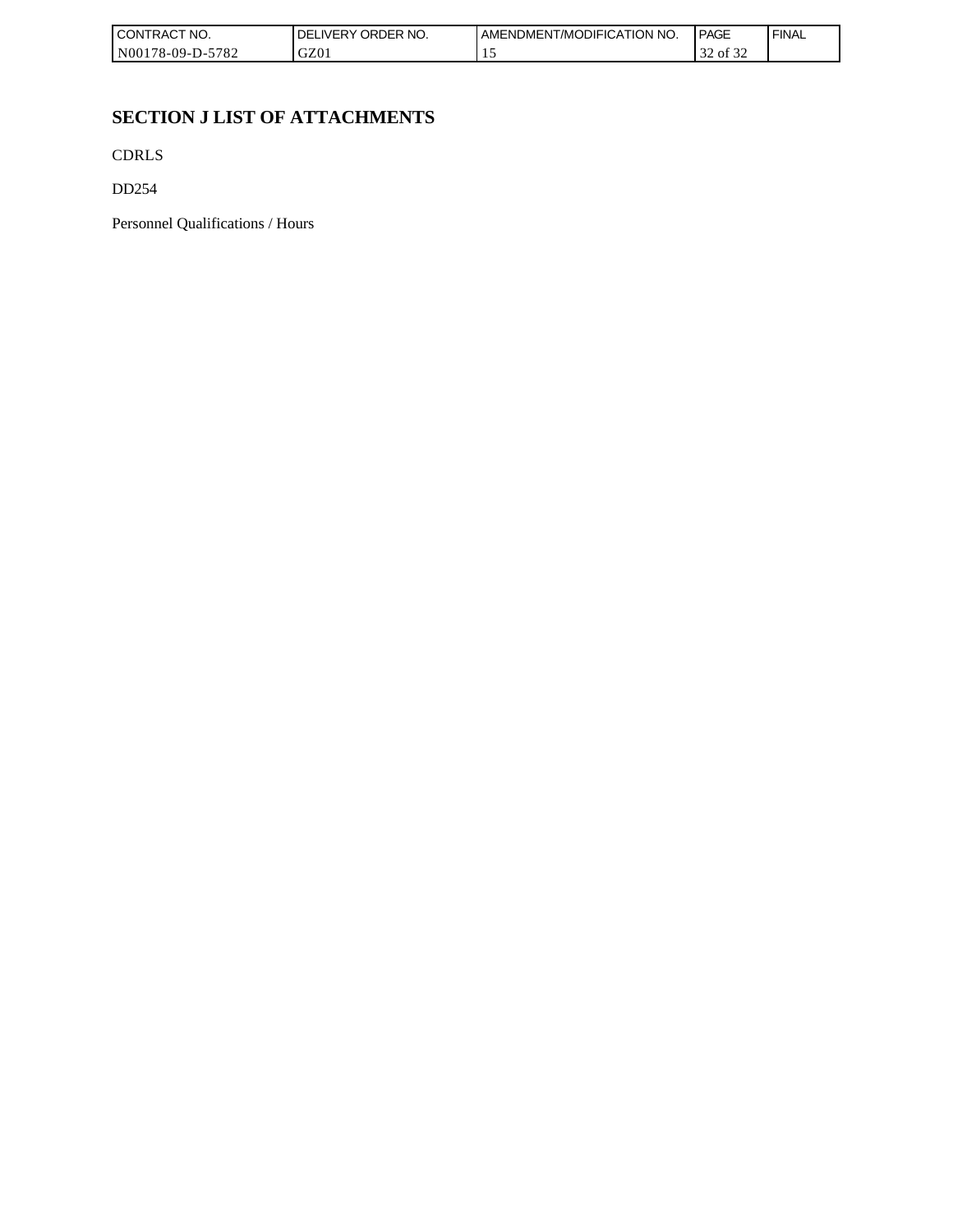## SECTION J LIST OF ATTACHMENTS

CDRLS

DD254

Personnel Qualifications / Hours